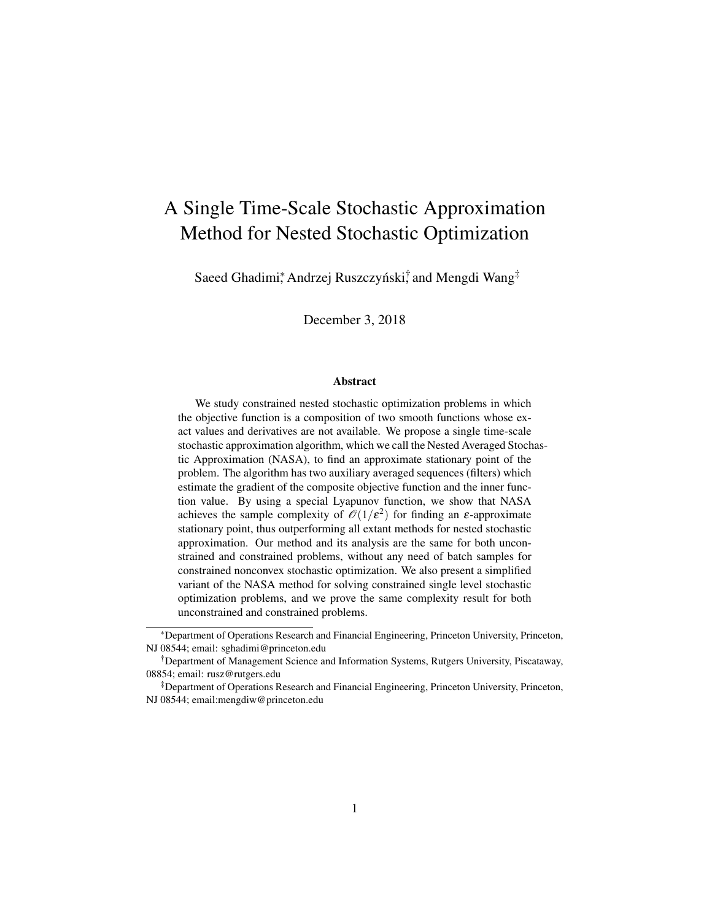# A Single Time-Scale Stochastic Approximation Method for Nested Stochastic Optimization

Saeed Ghadimi[*], Andrzej Ruszczyński[†], and Mengdi Wang[‡]

December 3, 2018

## Abstract

We study constrained nested stochastic optimization problems in which the objective function is a composition of two smooth functions whose exact values and derivatives are not available. We propose a single time-scale stochastic approximation algorithm, which we call the Nested Averaged Stochastic Approximation (NASA), to find an approximate stationary point of the problem. The algorithm has two auxiliary averaged sequences (filters) which estimate the gradient of the composite objective function and the inner function value. By using a special Lyapunov function, we show that NASA achieves the sample complexity of $\mathcal{O}(1/\varepsilon^2)$ for finding an $\varepsilon$-approximate stationary point, thus outperforming all extant methods for nested stochastic approximation. Our method and its analysis are the same for both unconstrained and constrained problems, without any need of batch samples for constrained nonconvex stochastic optimization. We also present a simplified variant of the NASA method for solving constrained single level stochastic optimization problems, and we prove the same complexity result for both unconstrained and constrained problems.

---

[*] Department of Operations Research and Financial Engineering, Princeton University, Princeton, NJ 08544; email: sghadimi@princeton.edu

[†] Department of Management Science and Information Systems, Rutgers University, Piscataway, 08854; email: rusz@rutgers.edu

[‡] Department of Operations Research and Financial Engineering, Princeton University, Princeton, NJ 08544; email:mengdiw@princeton.edu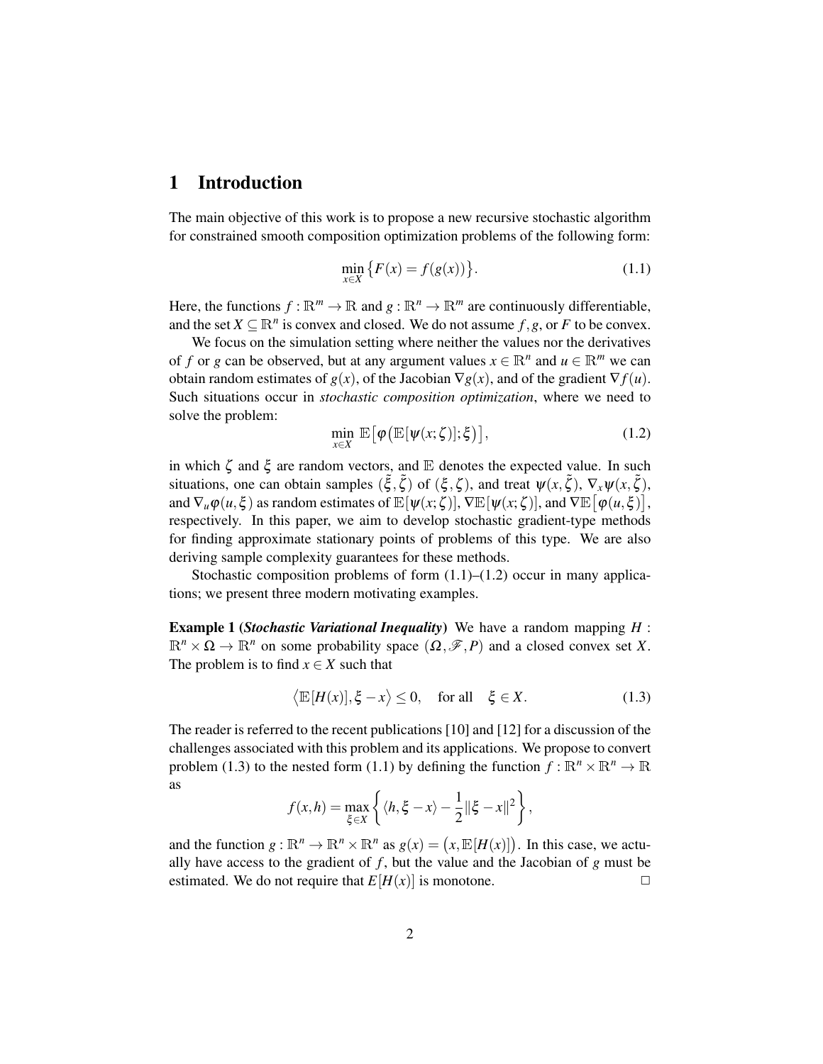## 1 Introduction

The main objective of this work is to propose a new recursive stochastic algorithm for constrained smooth composition optimization problems of the following form:

$$\min_{x\in X} \big\{ F(x) = f(g(x)) \big\}. \tag{1.1}$$

Here, the functions $f : \mathbb{R}^m \to \mathbb{R}$ and $g : \mathbb{R}^n \to \mathbb{R}^m$ are continuously differentiable, and the set $X \subseteq \mathbb{R}^n$ is convex and closed. We do not assume $f, g$, or $F$ to be convex.

We focus on the simulation setting where neither the values nor the derivatives of $f$ or $g$ can be observed, but at any argument values $x \in \mathbb{R}^n$ and $u \in \mathbb{R}^m$ we can obtain random estimates of $g(x)$, of the Jacobian $\nabla g(x)$, and of the gradient $\nabla f(u)$. Such situations occur in *stochastic composition optimization*, where we need to solve the problem:

$$\min_{x\in X} \mathbb{E}\big[\varphi\big(\mathbb{E}[\psi(x;\zeta)];\xi\big)\big], \tag{1.2}$$

in which $\zeta$ and $\xi$ are random vectors, and $\mathbb{E}$ denotes the expected value. In such situations, one can obtain samples $(\tilde{\xi}, \tilde{\zeta})$ of $(\xi, \zeta)$, and treat $\psi(x, \tilde{\zeta})$, $\nabla_x \psi(x, \tilde{\zeta})$, and $\nabla_u \varphi(u, \xi)$ as random estimates of $\mathbb{E}\big[\psi(x;\zeta)\big]$, $\nabla\mathbb{E}[\psi(x;\zeta)]$, and $\nabla\mathbb{E}\big[\varphi(u,\xi)\big]$, respectively. In this paper, we aim to develop stochastic gradient-type methods for finding approximate stationary points of problems of this type. We are also deriving sample complexity guarantees for these methods.

Stochastic composition problems of form (1.1)–(1.2) occur in many applications; we present three modern motivating examples.

**Example 1** (***Stochastic Variational Inequality***) We have a random mapping $H : \mathbb{R}^n \times \Omega \to \mathbb{R}^n$ on some probability space $(\Omega, \mathscr{F}, P)$ and a closed convex set $X$. The problem is to find $x \in X$ such that

$$\big\langle \mathbb{E}[H(x)], \xi - x \big\rangle \le 0, \quad \text{for all} \quad \xi \in X. \tag{1.3}$$

The reader is referred to the recent publications [10] and [12] for a discussion of the challenges associated with this problem and its applications. We propose to convert problem (1.3) to the nested form (1.1) by defining the function $f : \mathbb{R}^n \times \mathbb{R}^n \to \mathbb{R}$ as

$$f(x,h) = \max_{\xi\in X} \left\{ \langle h, \xi - x\rangle - \frac{1}{2}\|\xi - x\|^2 \right\},$$

and the function $g : \mathbb{R}^n \to \mathbb{R}^n \times \mathbb{R}^n$ as $g(x) = \big(x, \mathbb{E}[H(x)]\big)$. In this case, we actually have access to the gradient of $f$, but the value and the Jacobian of $g$ must be estimated. We do not require that $E[H(x)]$ is monotone. $\square$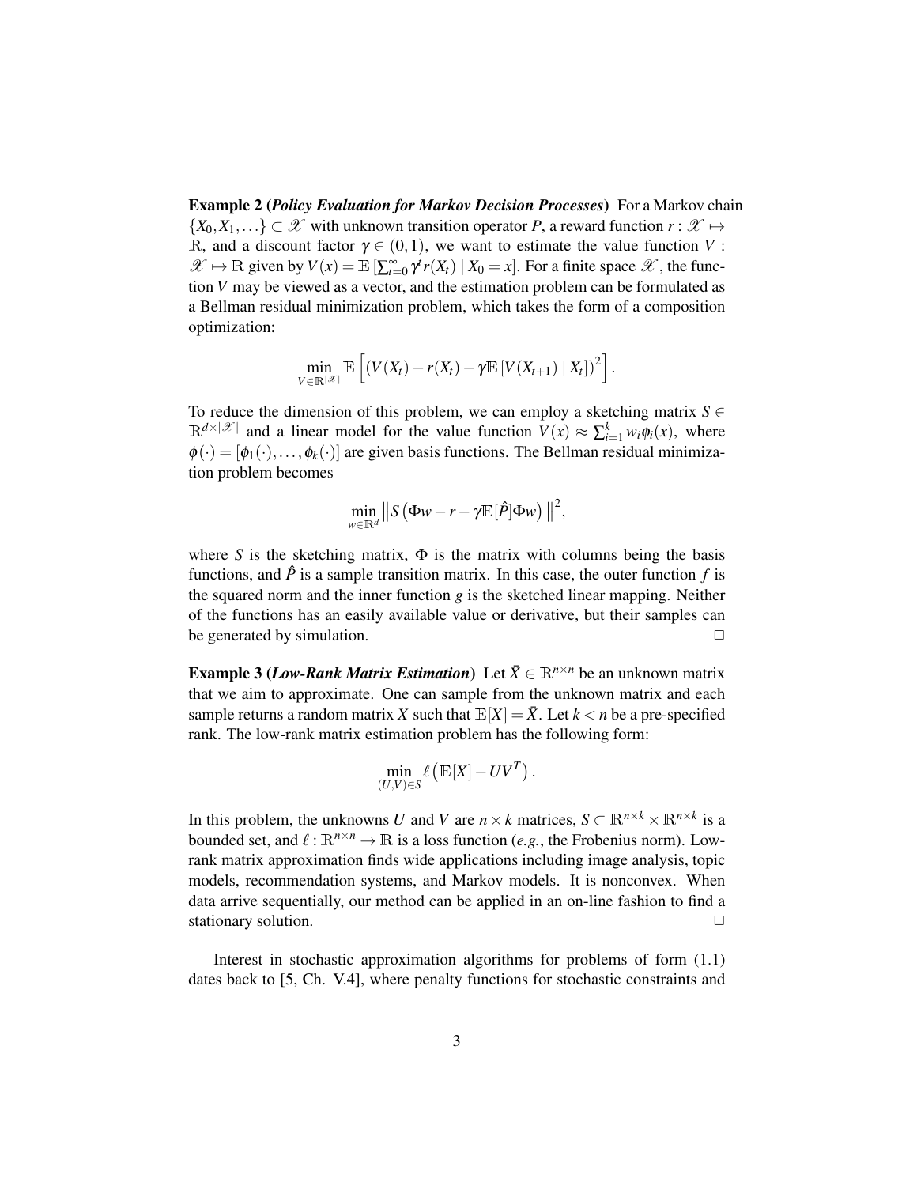**Example 2** (***Policy Evaluation for Markov Decision Processes***) For a Markov chain $\{X_0, X_1, \ldots\} \subset \mathscr{X}$ with unknown transition operator $P$, a reward function $r : \mathscr{X} \mapsto \mathbb{R}$, and a discount factor $\gamma \in (0,1)$, we want to estimate the value function $V : \mathscr{X} \mapsto \mathbb{R}$ given by $V(x) = \mathbb{E}\left[\sum_{t=0}^{\infty} \gamma^t r(X_t) \mid X_0 = x\right]$. For a finite space $\mathscr{X}$, the function $V$ may be viewed as a vector, and the estimation problem can be formulated as a Bellman residual minimization problem, which takes the form of a composition optimization:

$$\min_{V \in \mathbb{R}^{|\mathscr{X}|}} \mathbb{E}\left[\left(V(X_t) - r(X_t) - \gamma \mathbb{E}\left[V(X_{t+1}) \mid X_t\right]\right)^2\right].$$

To reduce the dimension of this problem, we can employ a sketching matrix $S \in \mathbb{R}^{d \times |\mathscr{X}|}$ and a linear model for the value function $V(x) \approx \sum_{i=1}^{k} w_i \phi_i(x)$, where $\phi(\cdot) = [\phi_1(\cdot), \ldots, \phi_k(\cdot)]$ are given basis functions. The Bellman residual minimization problem becomes

$$\min_{w \in \mathbb{R}^d} \left\| S\left(\Phi w - r - \gamma \mathbb{E}[\hat{P}] \Phi w\right) \right\|^2,$$

where $S$ is the sketching matrix, $\Phi$ is the matrix with columns being the basis functions, and $\hat{P}$ is a sample transition matrix. In this case, the outer function $f$ is the squared norm and the inner function $g$ is the sketched linear mapping. Neither of the functions has an easily available value or derivative, but their samples can be generated by simulation. □

**Example 3** (***Low-Rank Matrix Estimation***) Let $\bar{X} \in \mathbb{R}^{n \times n}$ be an unknown matrix that we aim to approximate. One can sample from the unknown matrix and each sample returns a random matrix $X$ such that $\mathbb{E}[X] = \bar{X}$. Let $k < n$ be a pre-specified rank. The low-rank matrix estimation problem has the following form:

$$\min_{(U,V) \in S} \ell\left(\mathbb{E}[X] - UV^T\right).$$

In this problem, the unknowns $U$ and $V$ are $n \times k$ matrices, $S \subset \mathbb{R}^{n \times k} \times \mathbb{R}^{n \times k}$ is a bounded set, and $\ell : \mathbb{R}^{n \times n} \to \mathbb{R}$ is a loss function (*e.g.*, the Frobenius norm). Low-rank matrix approximation finds wide applications including image analysis, topic models, recommendation systems, and Markov models. It is nonconvex. When data arrive sequentially, our method can be applied in an on-line fashion to find a stationary solution. □

Interest in stochastic approximation algorithms for problems of form (1.1) dates back to [5, Ch. V.4], where penalty functions for stochastic constraints and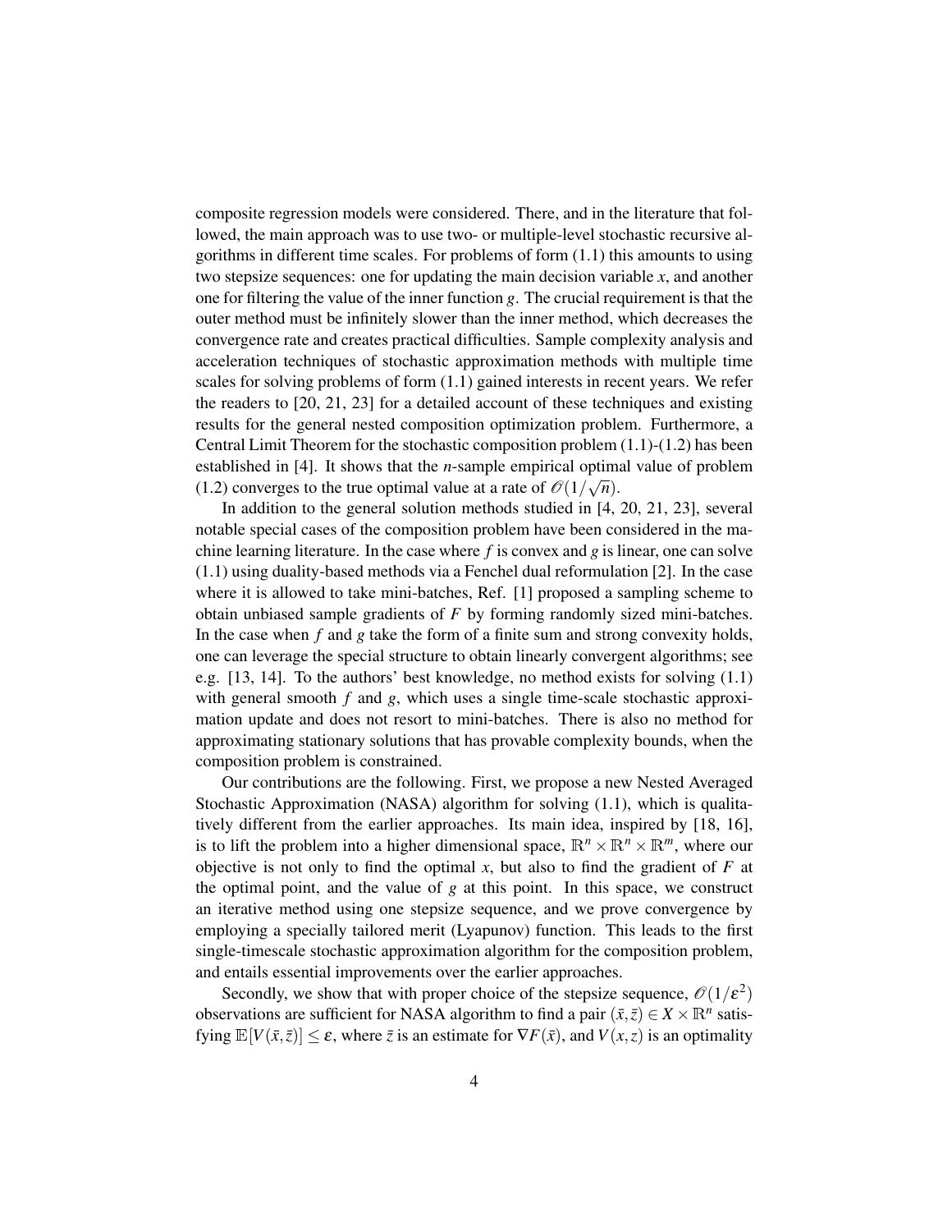composite regression models were considered. There, and in the literature that followed, the main approach was to use two- or multiple-level stochastic recursive algorithms in different time scales. For problems of form (1.1) this amounts to using two stepsize sequences: one for updating the main decision variable $x$, and another one for filtering the value of the inner function $g$. The crucial requirement is that the outer method must be infinitely slower than the inner method, which decreases the convergence rate and creates practical difficulties. Sample complexity analysis and acceleration techniques of stochastic approximation methods with multiple time scales for solving problems of form (1.1) gained interests in recent years. We refer the readers to [20, 21, 23] for a detailed account of these techniques and existing results for the general nested composition optimization problem. Furthermore, a Central Limit Theorem for the stochastic composition problem (1.1)-(1.2) has been established in [4]. It shows that the $n$-sample empirical optimal value of problem (1.2) converges to the true optimal value at a rate of $\mathscr{O}(1/\sqrt{n})$.

In addition to the general solution methods studied in [4, 20, 21, 23], several notable special cases of the composition problem have been considered in the machine learning literature. In the case where $f$ is convex and $g$ is linear, one can solve (1.1) using duality-based methods via a Fenchel dual reformulation [2]. In the case where it is allowed to take mini-batches, Ref. [1] proposed a sampling scheme to obtain unbiased sample gradients of $F$ by forming randomly sized mini-batches. In the case when $f$ and $g$ take the form of a finite sum and strong convexity holds, one can leverage the special structure to obtain linearly convergent algorithms; see e.g. [13, 14]. To the authors' best knowledge, no method exists for solving (1.1) with general smooth $f$ and $g$, which uses a single time-scale stochastic approximation update and does not resort to mini-batches. There is also no method for approximating stationary solutions that has provable complexity bounds, when the composition problem is constrained.

Our contributions are the following. First, we propose a new Nested Averaged Stochastic Approximation (NASA) algorithm for solving (1.1), which is qualitatively different from the earlier approaches. Its main idea, inspired by [18, 16], is to lift the problem into a higher dimensional space, $\mathbb{R}^n \times \mathbb{R}^n \times \mathbb{R}^m$, where our objective is not only to find the optimal $x$, but also to find the gradient of $F$ at the optimal point, and the value of $g$ at this point. In this space, we construct an iterative method using one stepsize sequence, and we prove convergence by employing a specially tailored merit (Lyapunov) function. This leads to the first single-timescale stochastic approximation algorithm for the composition problem, and entails essential improvements over the earlier approaches.

Secondly, we show that with proper choice of the stepsize sequence, $\mathscr{O}(1/\varepsilon^2)$ observations are sufficient for NASA algorithm to find a pair $(\bar{x}, \bar{z}) \in X \times \mathbb{R}^n$ satisfying $\mathbb{E}[V(\bar{x}, \bar{z})] \leq \varepsilon$, where $\bar{z}$ is an estimate for $\nabla F(\bar{x})$, and $V(x,z)$ is an optimality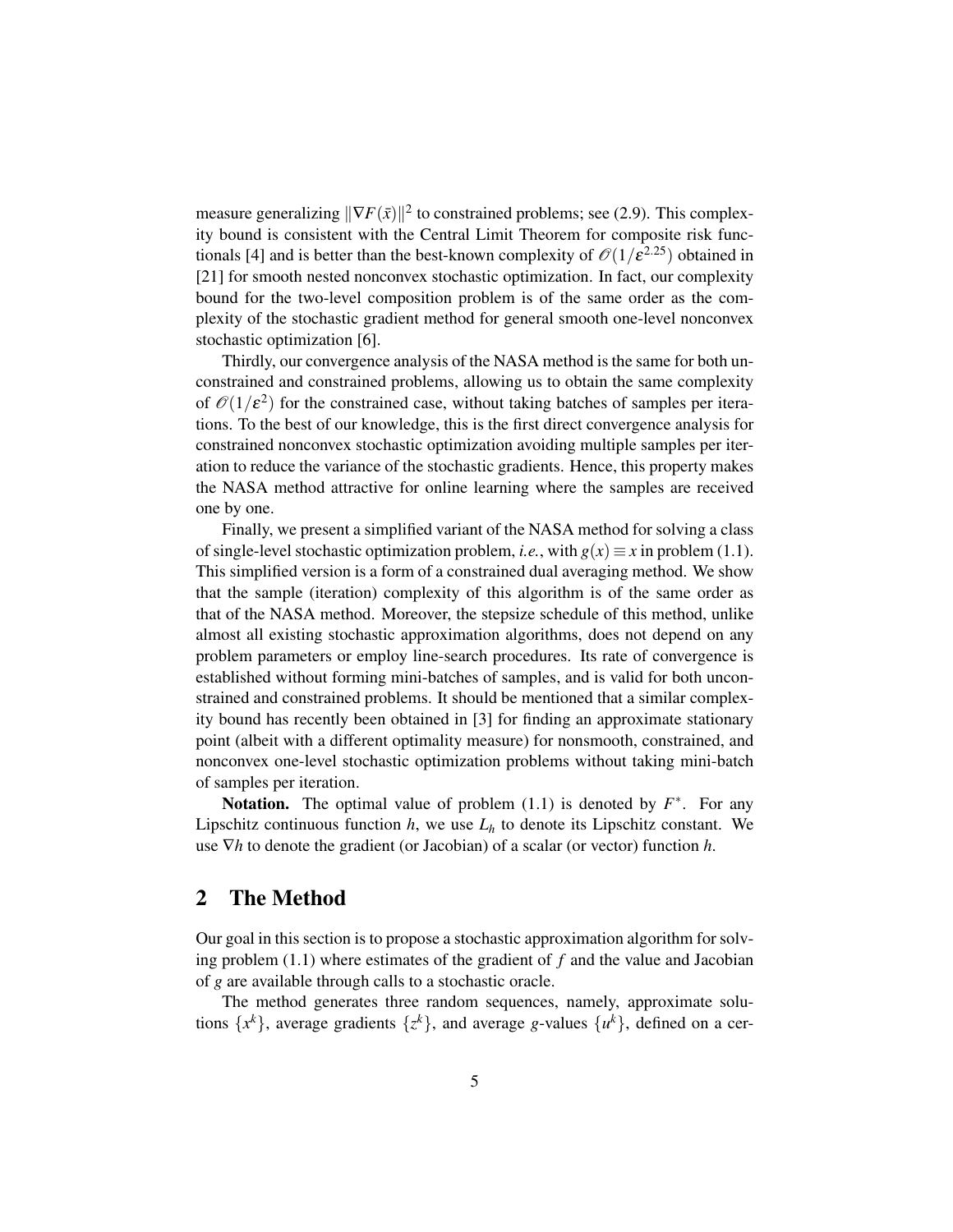measure generalizing $\|\nabla F(\bar{x})\|^2$ to constrained problems; see (2.9). This complexity bound is consistent with the Central Limit Theorem for composite risk functionals [4] and is better than the best-known complexity of $\mathcal{O}(1/\varepsilon^{2.25})$ obtained in [21] for smooth nested nonconvex stochastic optimization. In fact, our complexity bound for the two-level composition problem is of the same order as the complexity of the stochastic gradient method for general smooth one-level nonconvex stochastic optimization [6].

Thirdly, our convergence analysis of the NASA method is the same for both unconstrained and constrained problems, allowing us to obtain the same complexity of $\mathcal{O}(1/\varepsilon^2)$ for the constrained case, without taking batches of samples per iterations. To the best of our knowledge, this is the first direct convergence analysis for constrained nonconvex stochastic optimization avoiding multiple samples per iteration to reduce the variance of the stochastic gradients. Hence, this property makes the NASA method attractive for online learning where the samples are received one by one.

Finally, we present a simplified variant of the NASA method for solving a class of single-level stochastic optimization problem, *i.e.*, with $g(x) \equiv x$ in problem (1.1). This simplified version is a form of a constrained dual averaging method. We show that the sample (iteration) complexity of this algorithm is of the same order as that of the NASA method. Moreover, the stepsize schedule of this method, unlike almost all existing stochastic approximation algorithms, does not depend on any problem parameters or employ line-search procedures. Its rate of convergence is established without forming mini-batches of samples, and is valid for both unconstrained and constrained problems. It should be mentioned that a similar complexity bound has recently been obtained in [3] for finding an approximate stationary point (albeit with a different optimality measure) for nonsmooth, constrained, and nonconvex one-level stochastic optimization problems without taking mini-batch of samples per iteration.

**Notation.** The optimal value of problem (1.1) is denoted by $F^*$. For any Lipschitz continuous function $h$, we use $L_h$ to denote its Lipschitz constant. We use $\nabla h$ to denote the gradient (or Jacobian) of a scalar (or vector) function $h$.

## 2 The Method

Our goal in this section is to propose a stochastic approximation algorithm for solving problem (1.1) where estimates of the gradient of $f$ and the value and Jacobian of $g$ are available through calls to a stochastic oracle.

The method generates three random sequences, namely, approximate solutions $\{x^k\}$, average gradients $\{z^k\}$, and average $g$-values $\{u^k\}$, defined on a cer-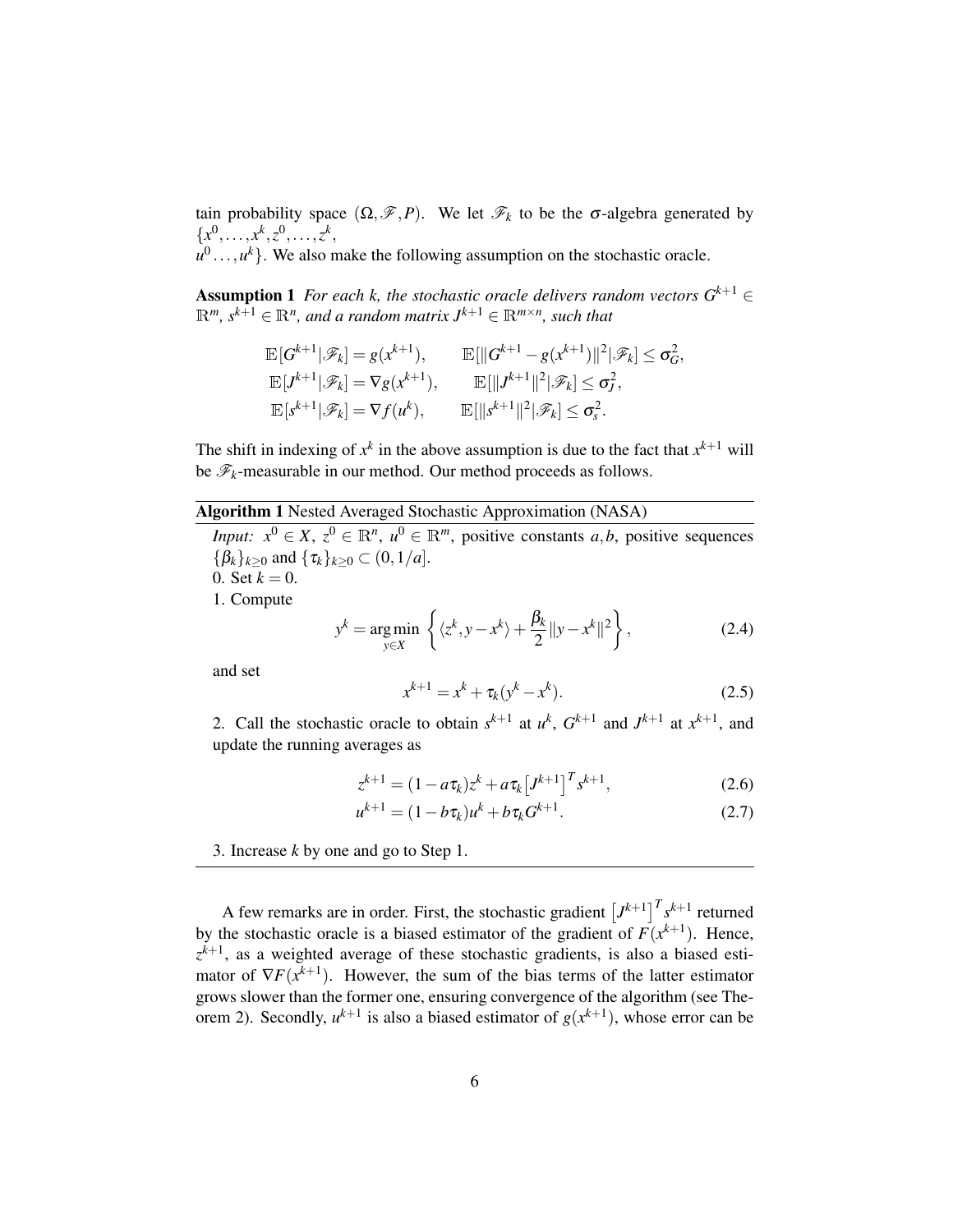tain probability space $(\Omega, \mathscr{F}, P)$. We let $\mathscr{F}_k$ to be the $\sigma$-algebra generated by $\{x^0, \ldots, x^k, z^0, \ldots, z^k,$
$u^0 \ldots, u^k\}$. We also make the following assumption on the stochastic oracle.

**Assumption 1** *For each k, the stochastic oracle delivers random vectors $G^{k+1} \in \mathbb{R}^m$, $s^{k+1} \in \mathbb{R}^n$, and a random matrix $J^{k+1} \in \mathbb{R}^{m \times n}$, such that*

$$
\begin{aligned}
\mathbb{E}[G^{k+1}|\mathscr{F}_k] &= g(x^{k+1}), \qquad \mathbb{E}[\|G^{k+1} - g(x^{k+1})\|^2|\mathscr{F}_k] \leq \sigma_G^2, \\
\mathbb{E}[J^{k+1}|\mathscr{F}_k] &= \nabla g(x^{k+1}), \qquad \mathbb{E}[\|J^{k+1}\|^2|\mathscr{F}_k] \leq \sigma_J^2, \\
\mathbb{E}[s^{k+1}|\mathscr{F}_k] &= \nabla f(u^k), \qquad \mathbb{E}[\|s^{k+1}\|^2|\mathscr{F}_k] \leq \sigma_s^2.
\end{aligned}
$$

The shift in indexing of $x^k$ in the above assumption is due to the fact that $x^{k+1}$ will be $\mathscr{F}_k$-measurable in our method. Our method proceeds as follows.

---

**Algorithm 1** Nested Averaged Stochastic Approximation (NASA)

---

*Input:* $x^0 \in X$, $z^0 \in \mathbb{R}^n$, $u^0 \in \mathbb{R}^m$, positive constants $a, b$, positive sequences $\{\beta_k\}_{k \geq 0}$ and $\{\tau_k\}_{k \geq 0} \subset (0, 1/a]$.

0. Set $k = 0$.

1. Compute

$$
y^k = \operatorname*{argmin}_{y \in X} \left\{ \langle z^k, y - x^k \rangle + \frac{\beta_k}{2} \|y - x^k\|^2 \right\}, \tag{2.4}
$$

and set

$$
x^{k+1} = x^k + \tau_k (y^k - x^k). \tag{2.5}
$$

2. Call the stochastic oracle to obtain $s^{k+1}$ at $u^k$, $G^{k+1}$ and $J^{k+1}$ at $x^{k+1}$, and update the running averages as

$$
z^{k+1} = (1 - a\tau_k) z^k + a\tau_k \left[J^{k+1}\right]^T s^{k+1}, \tag{2.6}
$$

$$
u^{k+1} = (1 - b\tau_k) u^k + b\tau_k G^{k+1}. \tag{2.7}
$$

3. Increase $k$ by one and go to Step 1.

---

A few remarks are in order. First, the stochastic gradient $\left[J^{k+1}\right]^T s^{k+1}$ returned by the stochastic oracle is a biased estimator of the gradient of $F(x^{k+1})$. Hence, $z^{k+1}$, as a weighted average of these stochastic gradients, is also a biased estimator of $\nabla F(x^{k+1})$. However, the sum of the bias terms of the latter estimator grows slower than the former one, ensuring convergence of the algorithm (see Theorem 2). Secondly, $u^{k+1}$ is also a biased estimator of $g(x^{k+1})$, whose error can be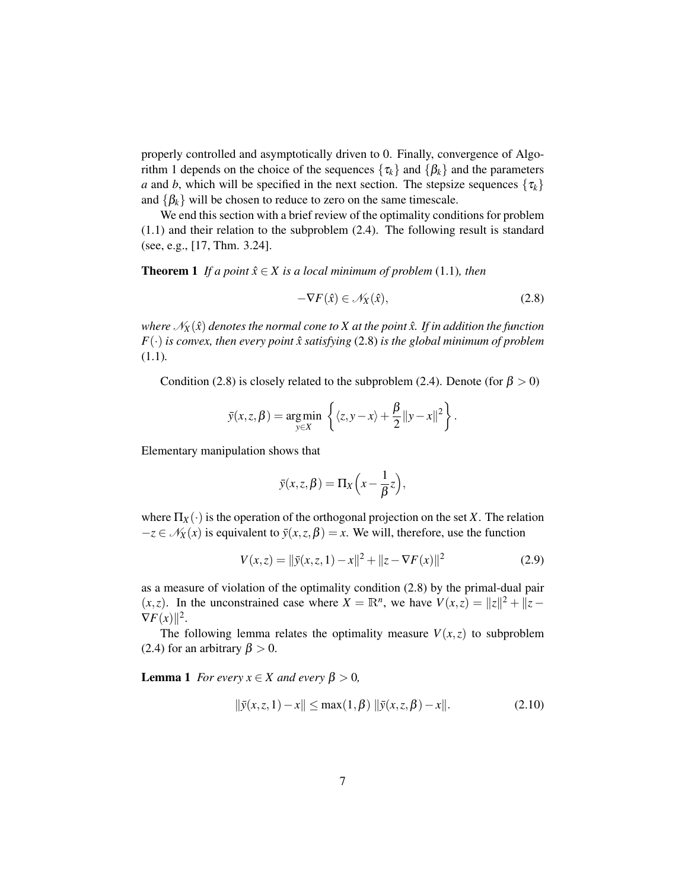properly controlled and asymptotically driven to 0. Finally, convergence of Algorithm 1 depends on the choice of the sequences $\{\tau_k\}$ and $\{\beta_k\}$ and the parameters $a$ and $b$, which will be specified in the next section. The stepsize sequences $\{\tau_k\}$ and $\{\beta_k\}$ will be chosen to reduce to zero on the same timescale.

We end this section with a brief review of the optimality conditions for problem (1.1) and their relation to the subproblem (2.4). The following result is standard (see, e.g., [17, Thm. 3.24].

**Theorem 1** *If a point $\hat{x} \in X$ is a local minimum of problem* (1.1)*, then*

$$-\nabla F(\hat{x}) \in \mathscr{N}_X(\hat{x}), \tag{2.8}$$

*where $\mathscr{N}_X(\hat{x})$ denotes the normal cone to $X$ at the point $\hat{x}$. If in addition the function $F(\cdot)$ is convex, then every point $\hat{x}$ satisfying* (2.8) *is the global minimum of problem* (1.1)*.*

Condition (2.8) is closely related to the subproblem (2.4). Denote (for $\beta > 0$)

$$\bar{y}(x,z,\beta) = \operatorname*{arg\,min}_{y \in X} \left\{ \langle z, y - x \rangle + \frac{\beta}{2} \|y - x\|^2 \right\}.$$

Elementary manipulation shows that

$$\bar{y}(x,z,\beta) = \Pi_X\Big(x - \frac{1}{\beta} z\Big),$$

where $\Pi_X(\cdot)$ is the operation of the orthogonal projection on the set $X$. The relation $-z \in \mathscr{N}_X(x)$ is equivalent to $\bar{y}(x,z,\beta) = x$. We will, therefore, use the function

$$V(x,z) = \|\bar{y}(x,z,1) - x\|^2 + \|z - \nabla F(x)\|^2 \tag{2.9}$$

as a measure of violation of the optimality condition (2.8) by the primal-dual pair $(x,z)$. In the unconstrained case where $X = \mathbb{R}^n$, we have $V(x,z) = \|z\|^2 + \|z - \nabla F(x)\|^2$.

The following lemma relates the optimality measure $V(x,z)$ to subproblem (2.4) for an arbitrary $\beta > 0$.

**Lemma 1** *For every $x \in X$ and every $\beta > 0$,*

$$\|\bar{y}(x,z,1) - x\| \le \max(1,\beta)\, \|\bar{y}(x,z,\beta) - x\|. \tag{2.10}$$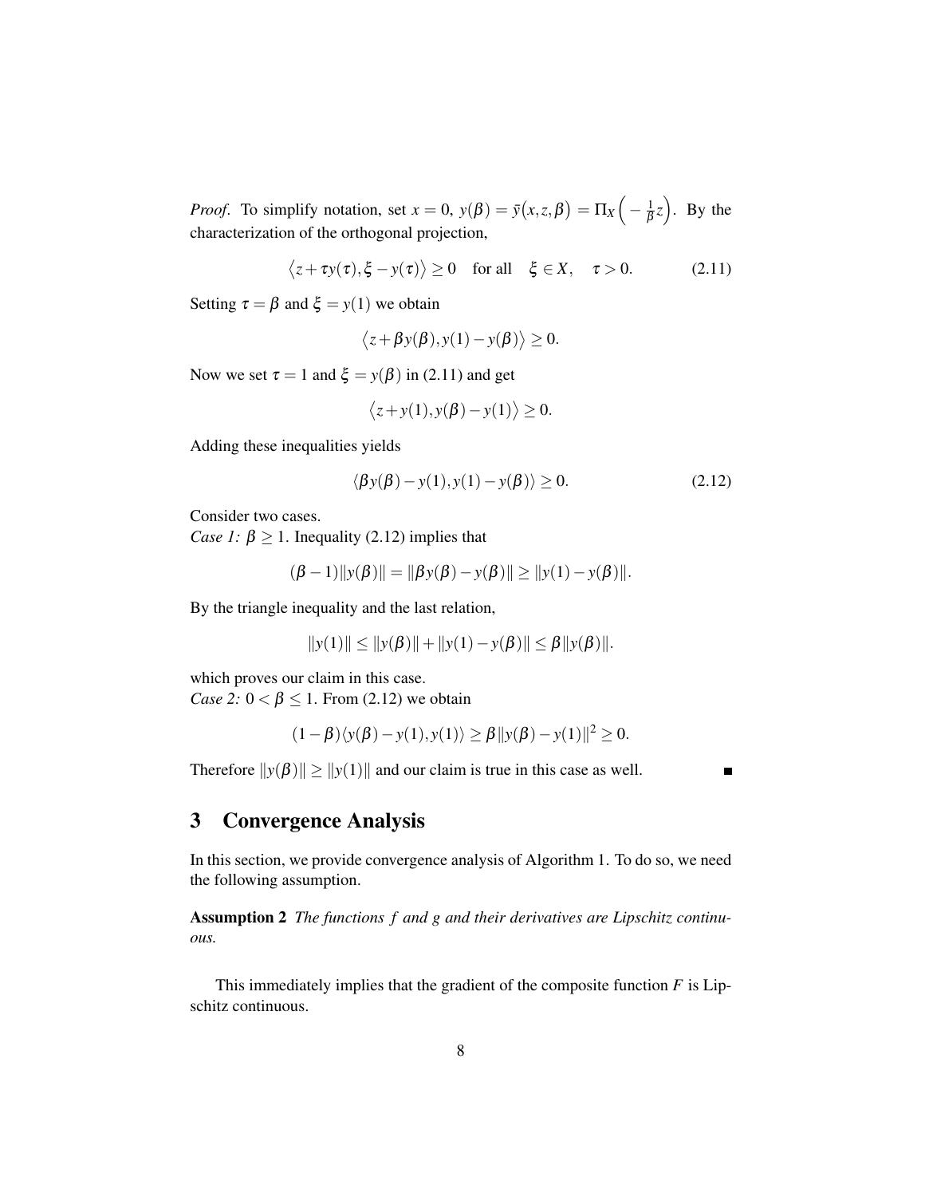*Proof.* To simplify notation, set $x = 0$, $y(\beta) = \bar{y}(x, z, \beta) = \Pi_X\Big(-\frac{1}{\beta}z\Big)$. By the characterization of the orthogonal projection,

$$\big\langle z + \tau y(\tau), \xi - y(\tau) \big\rangle \geq 0 \quad \text{for all} \quad \xi \in X, \quad \tau > 0. \tag{2.11}$$

Setting $\tau = \beta$ and $\xi = y(1)$ we obtain

$$\big\langle z + \beta y(\beta), y(1) - y(\beta) \big\rangle \geq 0.$$

Now we set $\tau = 1$ and $\xi = y(\beta)$ in (2.11) and get

$$\big\langle z + y(1), y(\beta) - y(1) \big\rangle \geq 0.$$

Adding these inequalities yields

$$\langle \beta y(\beta) - y(1), y(1) - y(\beta) \rangle \geq 0. \tag{2.12}$$

Consider two cases.
*Case 1:* $\beta \geq 1$. Inequality (2.12) implies that

$$(\beta - 1)\|y(\beta)\| = \|\beta y(\beta) - y(\beta)\| \geq \|y(1) - y(\beta)\|.$$

By the triangle inequality and the last relation,

$$\|y(1)\| \leq \|y(\beta)\| + \|y(1) - y(\beta)\| \leq \beta \|y(\beta)\|.$$

which proves our claim in this case.
*Case 2:* $0 < \beta \leq 1$. From (2.12) we obtain

$$(1 - \beta)\langle y(\beta) - y(1), y(1) \rangle \geq \beta \|y(\beta) - y(1)\|^2 \geq 0.$$

Therefore $\|y(\beta)\| \geq \|y(1)\|$ and our claim is true in this case as well. ∎

## 3 Convergence Analysis

In this section, we provide convergence analysis of Algorithm 1. To do so, we need the following assumption.

**Assumption 2** *The functions $f$ and $g$ and their derivatives are Lipschitz continuous.*

This immediately implies that the gradient of the composite function $F$ is Lipschitz continuous.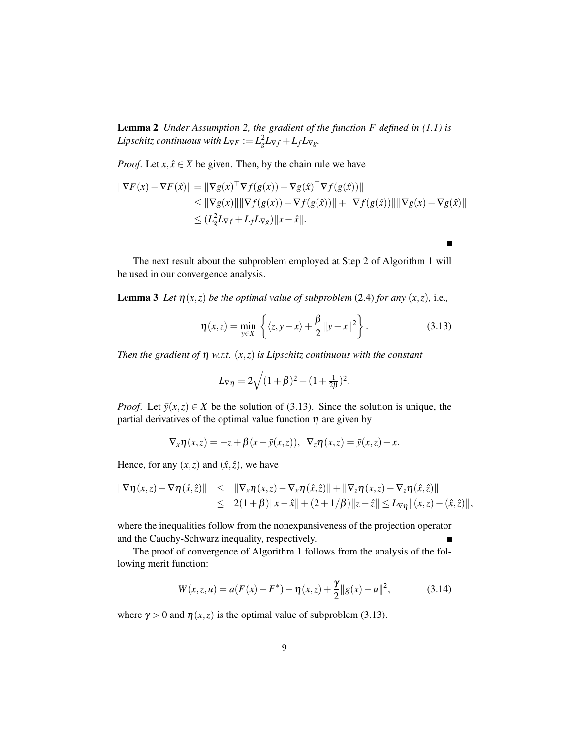**Lemma 2** *Under Assumption 2, the gradient of the function $F$ defined in (1.1) is Lipschitz continuous with $L_{\nabla F} := L_g^2 L_{\nabla f} + L_f L_{\nabla g}$.*

*Proof.* Let $x, \hat{x} \in X$ be given. Then, by the chain rule we have

$$
\begin{aligned}
\|\nabla F(x) - \nabla F(\hat{x})\| &= \|\nabla g(x)^\top \nabla f(g(x)) - \nabla g(\hat{x})^\top \nabla f(g(\hat{x}))\| \\
&\leq \|\nabla g(x)\| \|\nabla f(g(x)) - \nabla f(g(\hat{x}))\| + \|\nabla f(g(\hat{x}))\| \|\nabla g(x) - \nabla g(\hat{x})\| \\
&\leq (L_g^2 L_{\nabla f} + L_f L_{\nabla g}) \|x - \hat{x}\|.
\end{aligned}
$$

■

The next result about the subproblem employed at Step 2 of Algorithm 1 will be used in our convergence analysis.

**Lemma 3** *Let $\eta(x,z)$ be the optimal value of subproblem* (2.4) *for any $(x,z)$,* i.e.*,*

$$
\eta(x,z) = \min_{y \in X} \left\{ \langle z, y - x \rangle + \frac{\beta}{2} \|y - x\|^2 \right\}. \tag{3.13}
$$

*Then the gradient of $\eta$ w.r.t. $(x,z)$ is Lipschitz continuous with the constant*

$$
L_{\nabla \eta} = 2\sqrt{(1+\beta)^2 + (1 + \tfrac{1}{2\beta})^2}.
$$

*Proof.* Let $\bar{y}(x,z) \in X$ be the solution of (3.13). Since the solution is unique, the partial derivatives of the optimal value function $\eta$ are given by

$$
\nabla_x \eta(x,z) = -z + \beta(x - \bar{y}(x,z)), \;\; \nabla_z \eta(x,z) = \bar{y}(x,z) - x.
$$

Hence, for any $(x,z)$ and $(\hat{x},\hat{z})$, we have

$$
\begin{aligned}
\|\nabla \eta(x,z) - \nabla \eta(\hat{x},\hat{z})\| &\leq \|\nabla_x \eta(x,z) - \nabla_x \eta(\hat{x},\hat{z})\| + \|\nabla_z \eta(x,z) - \nabla_z \eta(\hat{x},\hat{z})\| \\
&\leq 2(1+\beta)\|x - \hat{x}\| + (2 + 1/\beta)\|z - \hat{z}\| \leq L_{\nabla \eta} \|(x,z) - (\hat{x},\hat{z})\|,
\end{aligned}
$$

where the inequalities follow from the nonexpansiveness of the projection operator and the Cauchy-Schwarz inequality, respectively. ■

The proof of convergence of Algorithm 1 follows from the analysis of the following merit function:

$$
W(x,z,u) = a(F(x) - F^*) - \eta(x,z) + \frac{\gamma}{2}\|g(x) - u\|^2, \tag{3.14}
$$

where $\gamma > 0$ and $\eta(x,z)$ is the optimal value of subproblem (3.13).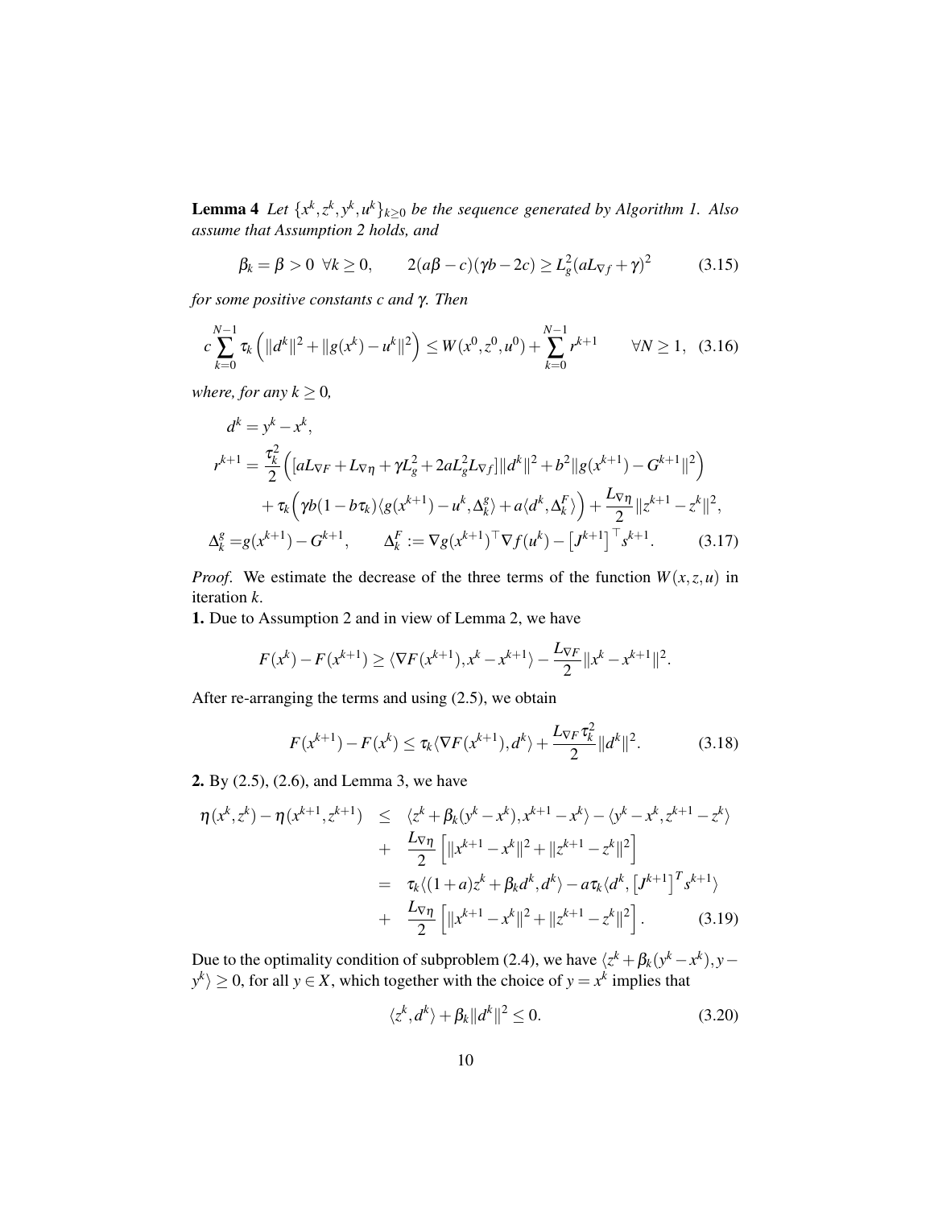**Lemma 4** *Let $\{x^k, z^k, y^k, u^k\}_{k\geq 0}$ be the sequence generated by Algorithm 1. Also assume that Assumption 2 holds, and*

$$\beta_k = \beta > 0 \;\; \forall k \geq 0, \qquad 2(a\beta - c)(\gamma b - 2c) \geq L_g^2 (aL_{\nabla f} + \gamma)^2 \tag{3.15}$$

*for some positive constants $c$ and $\gamma$. Then*

$$c \sum_{k=0}^{N-1} \tau_k \left( \|d^k\|^2 + \|g(x^k) - u^k\|^2 \right) \leq W(x^0, z^0, u^0) + \sum_{k=0}^{N-1} r^{k+1} \qquad \forall N \geq 1, \tag{3.16}$$

*where, for any $k \geq 0$,*

$$\begin{aligned}
d^k &= y^k - x^k, \\
r^{k+1} &= \frac{\tau_k^2}{2}\Big( [aL_{\nabla F} + L_{\nabla \eta} + \gamma L_g^2 + 2aL_g^2 L_{\nabla f}] \|d^k\|^2 + b^2 \|g(x^{k+1}) - G^{k+1}\|^2 \Big) \\
&\quad + \tau_k \Big( \gamma b (1 - b\tau_k) \langle g(x^{k+1}) - u^k, \Delta_k^g \rangle + a \langle d^k, \Delta_k^F \rangle \Big) + \frac{L_{\nabla \eta}}{2} \|z^{k+1} - z^k\|^2, \\
\Delta_k^g &= g(x^{k+1}) - G^{k+1}, \qquad \Delta_k^F := \nabla g(x^{k+1})^\top \nabla f(u^k) - \left[J^{k+1}\right]^\top s^{k+1}.
\end{aligned} \tag{3.17}$$

*Proof*. We estimate the decrease of the three terms of the function $W(x, z, u)$ in iteration $k$.

**1.** Due to Assumption 2 and in view of Lemma 2, we have

$$F(x^k) - F(x^{k+1}) \geq \langle \nabla F(x^{k+1}), x^k - x^{k+1} \rangle - \frac{L_{\nabla F}}{2} \|x^k - x^{k+1}\|^2.$$

After re-arranging the terms and using (2.5), we obtain

$$F(x^{k+1}) - F(x^k) \leq \tau_k \langle \nabla F(x^{k+1}), d^k \rangle + \frac{L_{\nabla F} \tau_k^2}{2} \|d^k\|^2. \tag{3.18}$$

**2.** By (2.5), (2.6), and Lemma 3, we have

$$\begin{aligned}
\eta(x^k, z^k) - \eta(x^{k+1}, z^{k+1}) &\leq \langle z^k + \beta_k (y^k - x^k), x^{k+1} - x^k \rangle - \langle y^k - x^k, z^{k+1} - z^k \rangle \\
&\quad + \frac{L_{\nabla \eta}}{2} \left[ \|x^{k+1} - x^k\|^2 + \|z^{k+1} - z^k\|^2 \right] \\
&= \tau_k \langle (1 + a) z^k + \beta_k d^k, d^k \rangle - a\tau_k \langle d^k, \left[J^{k+1}\right]^T s^{k+1} \rangle \\
&\quad + \frac{L_{\nabla \eta}}{2} \left[ \|x^{k+1} - x^k\|^2 + \|z^{k+1} - z^k\|^2 \right].
\end{aligned} \tag{3.19}$$

Due to the optimality condition of subproblem (2.4), we have $\langle z^k + \beta_k (y^k - x^k), y - y^k \rangle \geq 0$, for all $y \in X$, which together with the choice of $y = x^k$ implies that

$$\langle z^k, d^k \rangle + \beta_k \|d^k\|^2 \leq 0. \tag{3.20}$$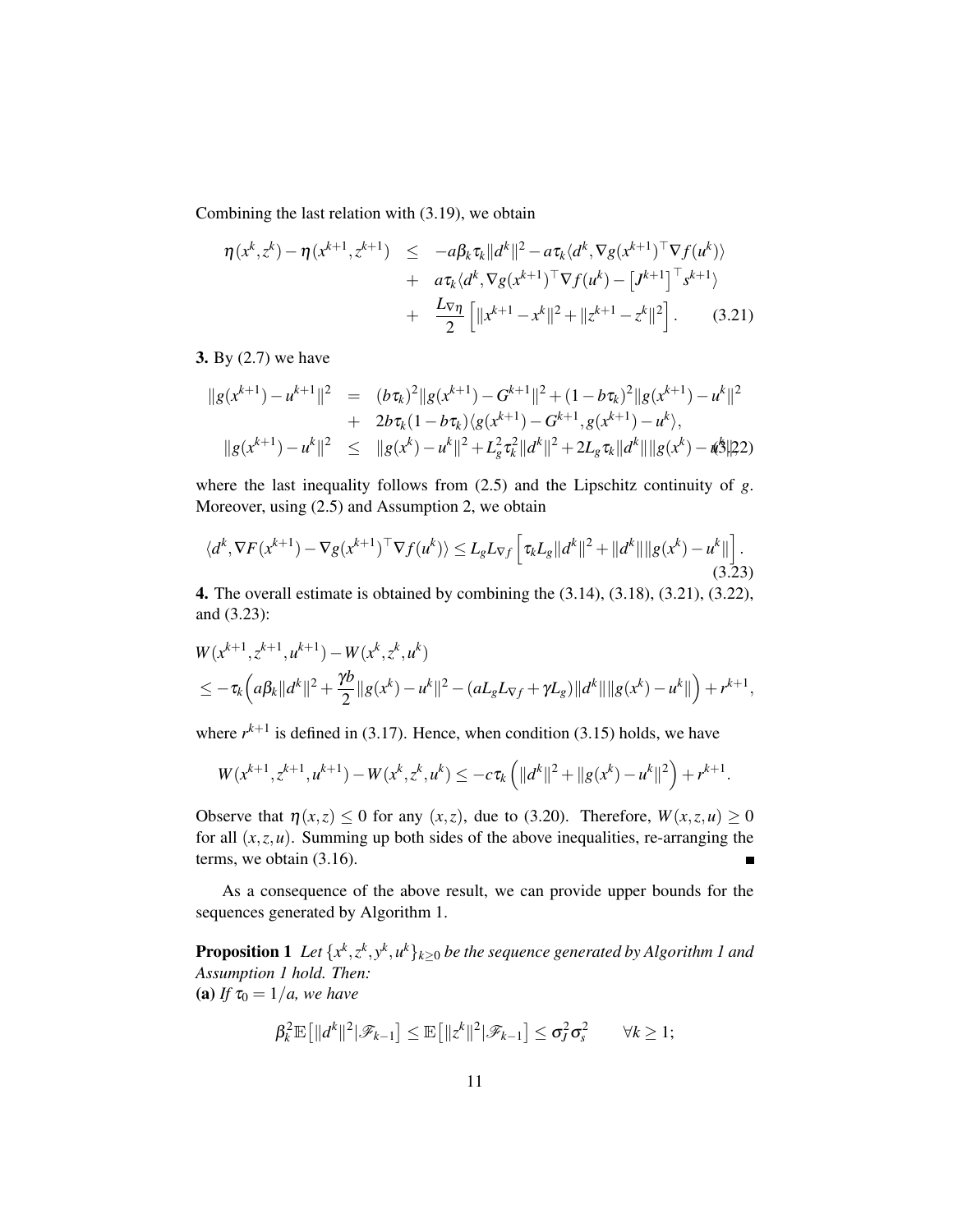Combining the last relation with (3.19), we obtain

$$
\begin{aligned}
\eta(x^k,z^k)-\eta(x^{k+1},z^{k+1}) \quad &\le \quad -a\beta_k\tau_k\|d^k\|^2 - a\tau_k\langle d^k, \nabla g(x^{k+1})^\top \nabla f(u^k)\rangle \\
&+ \quad a\tau_k\langle d^k, \nabla g(x^{k+1})^\top \nabla f(u^k) - \left[J^{k+1}\right]^\top s^{k+1}\rangle \\
&+ \quad \frac{L_{\nabla\eta}}{2}\left[\|x^{k+1}-x^k\|^2 + \|z^{k+1}-z^k\|^2\right]. \qquad (3.21)
\end{aligned}
$$

**3.** By (2.7) we have

$$
\begin{aligned}
\|g(x^{k+1})-u^{k+1}\|^2 \quad &= \quad (b\tau_k)^2\|g(x^{k+1})-G^{k+1}\|^2 + (1-b\tau_k)^2\|g(x^{k+1})-u^k\|^2 \\
&+ \quad 2b\tau_k(1-b\tau_k)\langle g(x^{k+1})-G^{k+1}, g(x^{k+1})-u^k\rangle, \\
\|g(x^{k+1})-u^k\|^2 \quad &\le \quad \|g(x^k)-u^k\|^2 + L_g^2\tau_k^2\|d^k\|^2 + 2L_g\tau_k\|d^k\|\|g(x^k)-u^k\|, \qquad (3.22)
\end{aligned}
$$

where the last inequality follows from (2.5) and the Lipschitz continuity of $g$. Moreover, using (2.5) and Assumption 2, we obtain

$$
\langle d^k, \nabla F(x^{k+1}) - \nabla g(x^{k+1})^\top \nabla f(u^k)\rangle \le L_g L_{\nabla f}\left[\tau_k L_g\|d^k\|^2 + \|d^k\|\|g(x^k)-u^k\|\right]. \qquad (3.23)
$$

**4.** The overall estimate is obtained by combining the (3.14), (3.18), (3.21), (3.22), and (3.23):

$$
\begin{aligned}
&W(x^{k+1},z^{k+1},u^{k+1}) - W(x^k,z^k,u^k) \\
&\le -\tau_k\Big(a\beta_k\|d^k\|^2 + \frac{\gamma b}{2}\|g(x^k)-u^k\|^2 - (aL_gL_{\nabla f} + \gamma L_g)\|d^k\|\|g(x^k)-u^k\|\Big) + r^{k+1},
\end{aligned}
$$

where $r^{k+1}$ is defined in (3.17). Hence, when condition (3.15) holds, we have

$$
W(x^{k+1},z^{k+1},u^{k+1}) - W(x^k,z^k,u^k) \le -c\tau_k\left(\|d^k\|^2 + \|g(x^k)-u^k\|^2\right) + r^{k+1}.
$$

Observe that $\eta(x,z) \le 0$ for any $(x,z)$, due to (3.20). Therefore, $W(x,z,u) \ge 0$ for all $(x,z,u)$. Summing up both sides of the above inequalities, re-arranging the terms, we obtain (3.16). ∎

As a consequence of the above result, we can provide upper bounds for the sequences generated by Algorithm 1.

**Proposition 1** *Let $\{x^k,z^k,y^k,u^k\}_{k\ge 0}$ be the sequence generated by Algorithm 1 and Assumption 1 hold. Then:*
**(a)** *If $\tau_0 = 1/a$, we have*

$$
\beta_k^2\mathbb{E}\left[\|d^k\|^2|\mathscr{F}_{k-1}\right] \le \mathbb{E}\left[\|z^k\|^2|\mathscr{F}_{k-1}\right] \le \sigma_J^2\sigma_s^2 \qquad \forall k \ge 1;
$$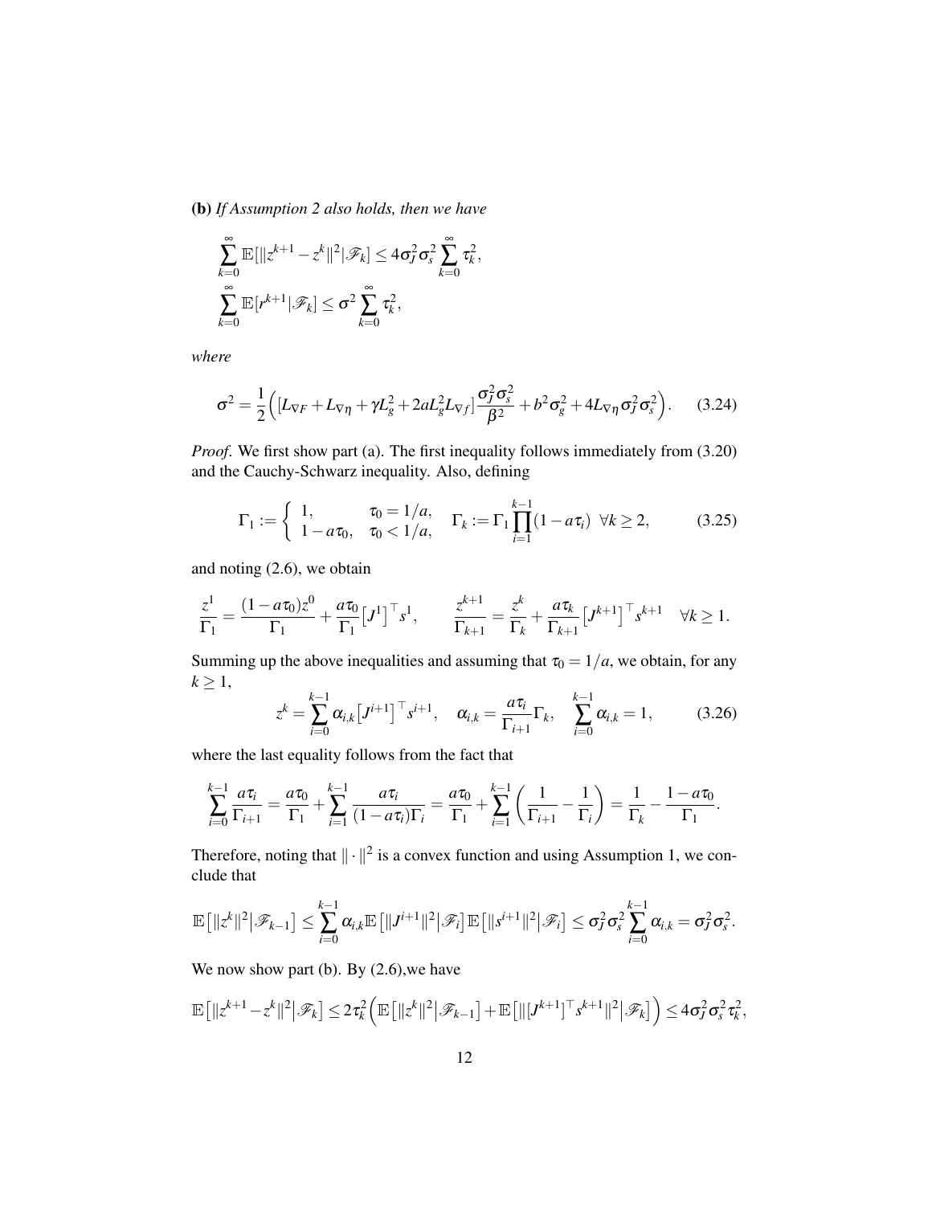**(b)** *If Assumption 2 also holds, then we have*

$$\sum_{k=0}^{\infty} \mathbb{E}[\|z^{k+1} - z^k\|^2 | \mathscr{F}_k] \le 4\sigma_J^2 \sigma_s^2 \sum_{k=0}^{\infty} \tau_k^2,$$

$$\sum_{k=0}^{\infty} \mathbb{E}[r^{k+1} | \mathscr{F}_k] \le \sigma^2 \sum_{k=0}^{\infty} \tau_k^2,$$

*where*

$$\sigma^2 = \frac{1}{2}\Big( [L_{\nabla F} + L_{\nabla \eta} + \gamma L_g^2 + 2aL_g^2 L_{\nabla f}] \frac{\sigma_J^2 \sigma_s^2}{\beta^2} + b^2 \sigma_g^2 + 4L_{\nabla \eta} \sigma_J^2 \sigma_s^2 \Big). \tag{3.24}$$

*Proof.* We first show part (a). The first inequality follows immediately from (3.20) and the Cauchy-Schwarz inequality. Also, defining

$$\Gamma_1 := \begin{cases} 1, & \tau_0 = 1/a, \\ 1 - a\tau_0, & \tau_0 < 1/a, \end{cases} \quad \Gamma_k := \Gamma_1 \prod_{i=1}^{k-1} (1 - a\tau_i) \ \ \forall k \ge 2, \tag{3.25}$$

and noting (2.6), we obtain

$$\frac{z^1}{\Gamma_1} = \frac{(1-a\tau_0) z^0}{\Gamma_1} + \frac{a\tau_0}{\Gamma_1} \big[J^1\big]^\top s^1, \qquad \frac{z^{k+1}}{\Gamma_{k+1}} = \frac{z^k}{\Gamma_k} + \frac{a\tau_k}{\Gamma_{k+1}} \big[J^{k+1}\big]^\top s^{k+1} \quad \forall k \ge 1.$$

Summing up the above inequalities and assuming that $\tau_0 = 1/a$, we obtain, for any $k \ge 1$,

$$z^k = \sum_{i=0}^{k-1} \alpha_{i,k} \big[J^{i+1}\big]^\top s^{i+1}, \quad \alpha_{i,k} = \frac{a\tau_i}{\Gamma_{i+1}} \Gamma_k, \quad \sum_{i=0}^{k-1} \alpha_{i,k} = 1, \tag{3.26}$$

where the last equality follows from the fact that

$$\sum_{i=0}^{k-1} \frac{a\tau_i}{\Gamma_{i+1}} = \frac{a\tau_0}{\Gamma_1} + \sum_{i=1}^{k-1} \frac{a\tau_i}{(1-a\tau_i)\Gamma_i} = \frac{a\tau_0}{\Gamma_1} + \sum_{i=1}^{k-1} \left( \frac{1}{\Gamma_{i+1}} - \frac{1}{\Gamma_i} \right) = \frac{1}{\Gamma_k} - \frac{1-a\tau_0}{\Gamma_1}.$$

Therefore, noting that $\|\cdot\|^2$ is a convex function and using Assumption 1, we conclude that

$$\mathbb{E}\big[\|z^k\|^2 \big| \mathscr{F}_{k-1}\big] \le \sum_{i=0}^{k-1} \alpha_{i,k} \mathbb{E}\big[\|J^{i+1}\|^2 \big| \mathscr{F}_i\big] \mathbb{E}\big[\|s^{i+1}\|^2 \big| \mathscr{F}_i\big] \le \sigma_J^2 \sigma_s^2 \sum_{i=0}^{k-1} \alpha_{i,k} = \sigma_J^2 \sigma_s^2.$$

We now show part (b). By (2.6),we have

$$\mathbb{E}\big[\|z^{k+1} - z^k\|^2 \big| \mathscr{F}_k\big] \le 2\tau_k^2 \Big( \mathbb{E}\big[\|z^k\|^2 \big| \mathscr{F}_{k-1}\big] + \mathbb{E}\big[\|[J^{k+1}]^\top s^{k+1}\|^2 \big| \mathscr{F}_k\big] \Big) \le 4\sigma_J^2 \sigma_s^2 \tau_k^2,$$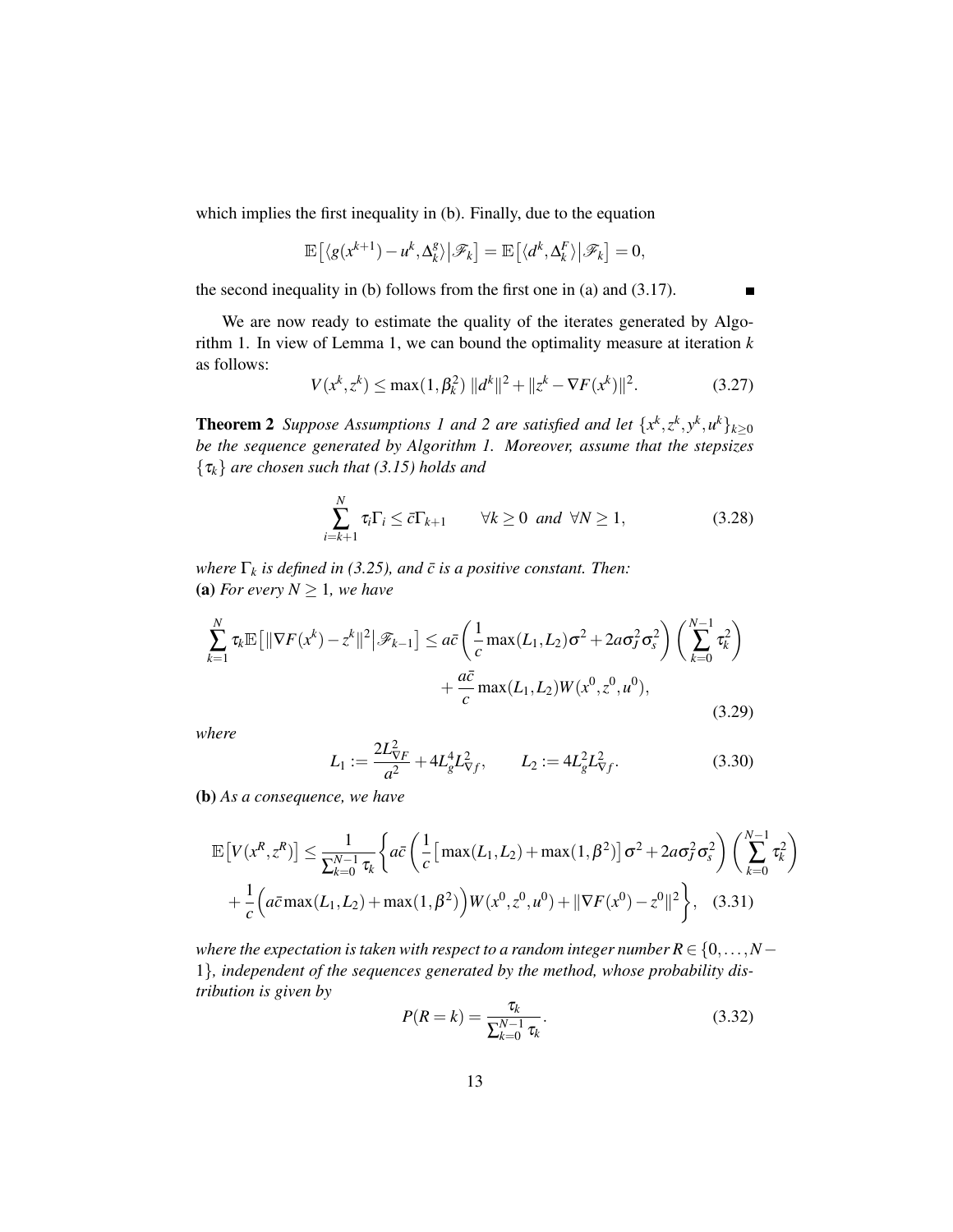which implies the first inequality in (b). Finally, due to the equation

$$\mathbb{E}\left[\langle g(x^{k+1}) - u^k, \Delta_k^g \rangle \middle| \mathscr{F}_k\right] = \mathbb{E}\left[\langle d^k, \Delta_k^F \rangle \middle| \mathscr{F}_k\right] = 0,$$

the second inequality in (b) follows from the first one in (a) and (3.17). ∎

We are now ready to estimate the quality of the iterates generated by Algorithm 1. In view of Lemma 1, we can bound the optimality measure at iteration $k$ as follows:

$$V(x^k, z^k) \leq \max(1, \beta_k^2)\, \|d^k\|^2 + \|z^k - \nabla F(x^k)\|^2. \tag{3.27}$$

**Theorem 2** *Suppose Assumptions 1 and 2 are satisfied and let $\{x^k, z^k, y^k, u^k\}_{k\geq 0}$ be the sequence generated by Algorithm 1. Moreover, assume that the stepsizes $\{\tau_k\}$ are chosen such that (3.15) holds and*

$$\sum_{i=k+1}^{N} \tau_i \Gamma_i \leq \bar{c}\,\Gamma_{k+1} \qquad \forall k \geq 0 \text{ and } \forall N \geq 1, \tag{3.28}$$

*where $\Gamma_k$ is defined in (3.25), and $\bar{c}$ is a positive constant. Then:*
**(a)** *For every $N \geq 1$, we have*

$$\sum_{k=1}^{N} \tau_k \mathbb{E}\left[\|\nabla F(x^k) - z^k\|^2 \middle| \mathscr{F}_{k-1}\right] \leq a\bar{c}\left(\frac{1}{c}\max(L_1, L_2)\sigma^2 + 2a\sigma_J^2\sigma_s^2\right)\left(\sum_{k=0}^{N-1}\tau_k^2\right) + \frac{a\bar{c}}{c}\max(L_1, L_2)W(x^0, z^0, u^0), \tag{3.29}$$

*where*

$$L_1 := \frac{2L_{\nabla F}^2}{a^2} + 4L_g^4 L_{\nabla f}^2, \qquad L_2 := 4L_g^2 L_{\nabla f}^2. \tag{3.30}$$

**(b)** *As a consequence, we have*

$$\mathbb{E}\left[V(x^R, z^R)\right] \leq \frac{1}{\sum_{k=0}^{N-1}\tau_k}\Bigg\{a\bar{c}\left(\frac{1}{c}\left[\max(L_1, L_2) + \max(1, \beta^2)\right]\sigma^2 + 2a\sigma_J^2\sigma_s^2\right)\left(\sum_{k=0}^{N-1}\tau_k^2\right) + \frac{1}{c}\Big(a\bar{c}\max(L_1, L_2) + \max(1, \beta^2)\Big)W(x^0, z^0, u^0) + \|\nabla F(x^0) - z^0\|^2\Bigg\}, \tag{3.31}$$

*where the expectation is taken with respect to a random integer number $R \in \{0, \ldots, N-1\}$, independent of the sequences generated by the method, whose probability distribution is given by*

$$P(R = k) = \frac{\tau_k}{\sum_{k=0}^{N-1}\tau_k}. \tag{3.32}$$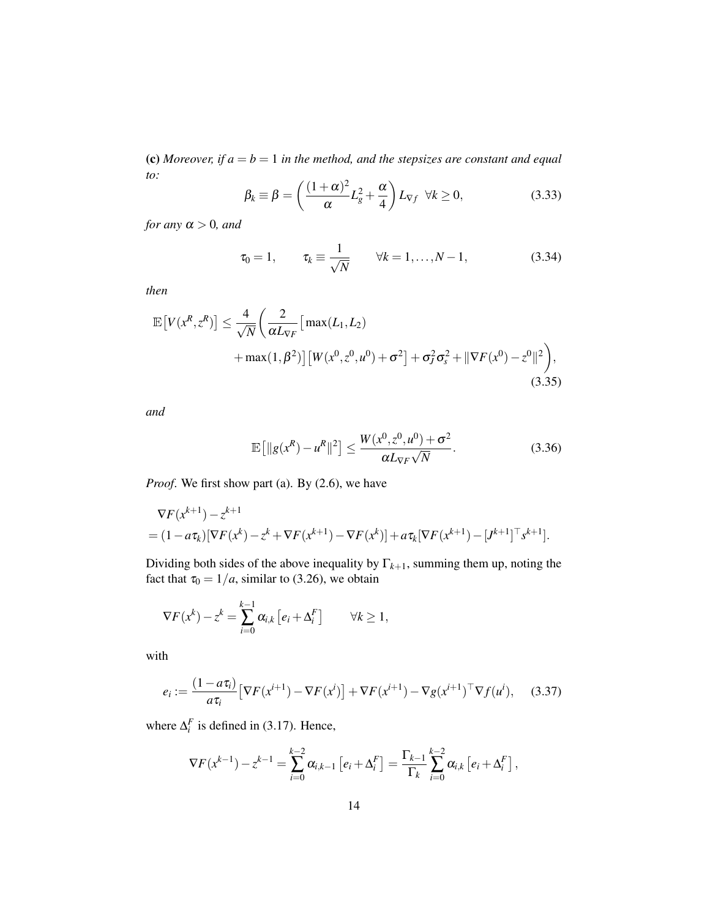**(c)** *Moreover, if $a = b = 1$ in the method, and the stepsizes are constant and equal to:*

$$\beta_k \equiv \beta = \left( \frac{(1+\alpha)^2}{\alpha} L_g^2 + \frac{\alpha}{4} \right) L_{\nabla f} \quad \forall k \geq 0, \tag{3.33}$$

*for any $\alpha > 0$, and*

$$\tau_0 = 1, \qquad \tau_k \equiv \frac{1}{\sqrt{N}} \qquad \forall k = 1, \ldots, N-1, \tag{3.34}$$

*then*

$$\mathbb{E}\big[V(x^R, z^R)\big] \leq \frac{4}{\sqrt{N}} \Bigg( \frac{2}{\alpha L_{\nabla F}} \big[ \max(L_1, L_2) + \max(1, \beta^2) \big] \big[ W(x^0, z^0, u^0) + \sigma^2 \big] + \sigma_J^2 \sigma_s^2 + \|\nabla F(x^0) - z^0\|^2 \Bigg), \tag{3.35}$$

*and*

$$\mathbb{E}\big[\|g(x^R) - u^R\|^2\big] \leq \frac{W(x^0, z^0, u^0) + \sigma^2}{\alpha L_{\nabla F} \sqrt{N}}. \tag{3.36}$$

*Proof.* We first show part (a). By (2.6), we have

$$\begin{aligned}
&\nabla F(x^{k+1}) - z^{k+1} \\
&= (1 - a\tau_k)[\nabla F(x^k) - z^k + \nabla F(x^{k+1}) - \nabla F(x^k)] + a\tau_k[\nabla F(x^{k+1}) - [J^{k+1}]^\top s^{k+1}].
\end{aligned}$$

Dividing both sides of the above inequality by $\Gamma_{k+1}$, summing them up, noting the fact that $\tau_0 = 1/a$, similar to (3.26), we obtain

$$\nabla F(x^k) - z^k = \sum_{i=0}^{k-1} \alpha_{i,k} \left[ e_i + \Delta_i^F \right] \qquad \forall k \geq 1,$$

with

$$e_i := \frac{(1 - a\tau_i)}{a\tau_i} \big[ \nabla F(x^{i+1}) - \nabla F(x^i) \big] + \nabla F(x^{i+1}) - \nabla g(x^{i+1})^\top \nabla f(u^i), \tag{3.37}$$

where $\Delta_i^F$ is defined in (3.17). Hence,

$$\nabla F(x^{k-1}) - z^{k-1} = \sum_{i=0}^{k-2} \alpha_{i,k-1} \left[ e_i + \Delta_i^F \right] = \frac{\Gamma_{k-1}}{\Gamma_k} \sum_{i=0}^{k-2} \alpha_{i,k} \left[ e_i + \Delta_i^F \right],$$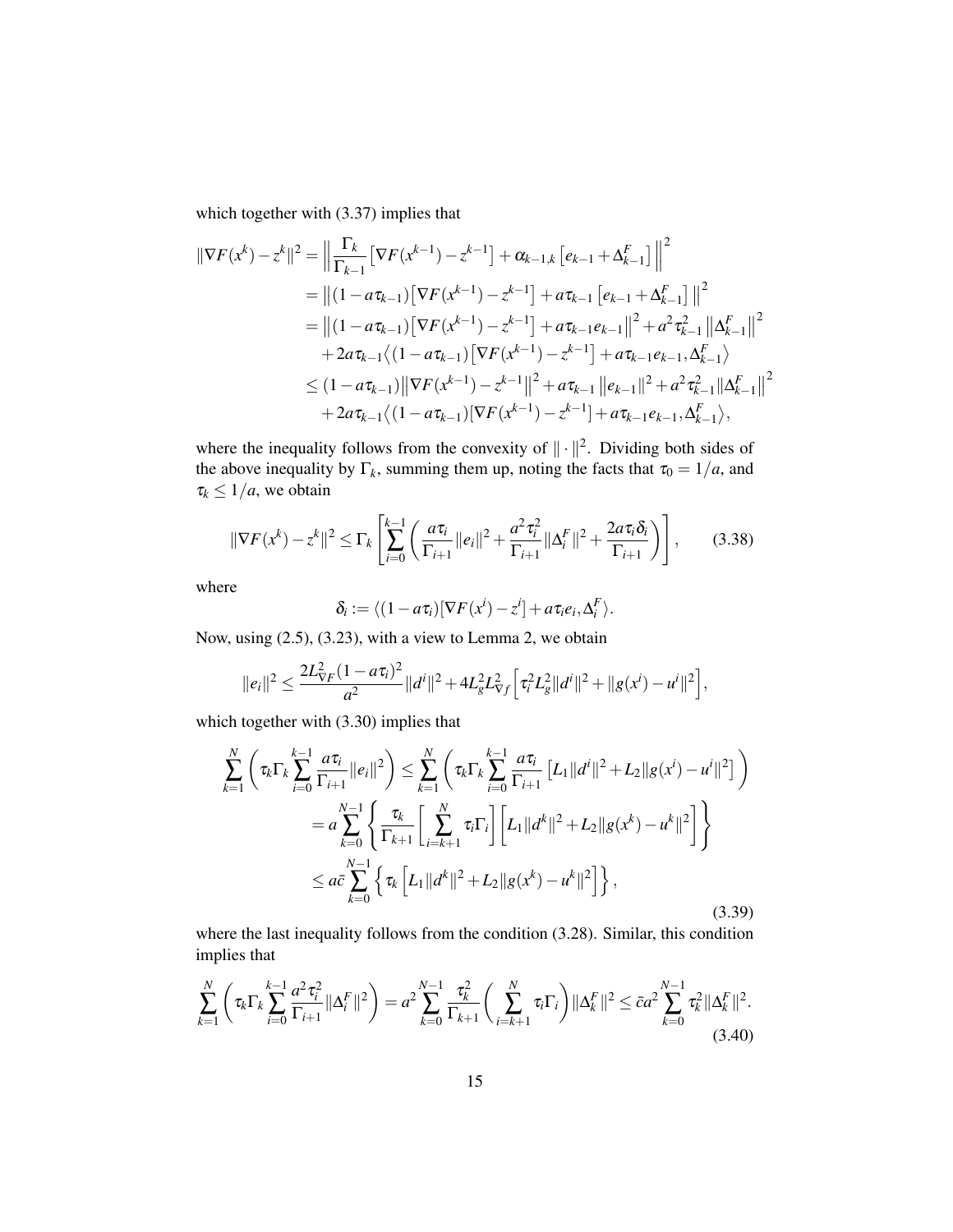which together with (3.37) implies that

$$
\begin{aligned}
\|\nabla F(x^k) - z^k\|^2 &= \Big\| \frac{\Gamma_k}{\Gamma_{k-1}} \big[\nabla F(x^{k-1}) - z^{k-1}\big] + \alpha_{k-1,k} \left[e_{k-1} + \Delta_{k-1}^F\right] \Big\|^2 \\
&= \big\| (1 - a\tau_{k-1}) \big[\nabla F(x^{k-1}) - z^{k-1}\big] + a\tau_{k-1} \left[e_{k-1} + \Delta_{k-1}^F\right] \big\|^2 \\
&= \big\| (1 - a\tau_{k-1}) \big[\nabla F(x^{k-1}) - z^{k-1}\big] + a\tau_{k-1} e_{k-1} \big\|^2 + a^2 \tau_{k-1}^2 \big\| \Delta_{k-1}^F \big\|^2 \\
&\quad + 2a\tau_{k-1} \big\langle (1 - a\tau_{k-1}) \big[\nabla F(x^{k-1}) - z^{k-1}\big] + a\tau_{k-1} e_{k-1}, \Delta_{k-1}^F \big\rangle \\
&\le (1 - a\tau_{k-1}) \big\| \nabla F(x^{k-1}) - z^{k-1} \big\|^2 + a\tau_{k-1} \left\| e_{k-1} \right\|^2 + a^2 \tau_{k-1}^2 \|\Delta_{k-1}^F\|^2 \\
&\quad + 2a\tau_{k-1} \big\langle (1 - a\tau_{k-1}) [\nabla F(x^{k-1}) - z^{k-1}] + a\tau_{k-1} e_{k-1}, \Delta_{k-1}^F \big\rangle,
\end{aligned}
$$

where the inequality follows from the convexity of $\|\cdot\|^2$. Dividing both sides of the above inequality by $\Gamma_k$, summing them up, noting the facts that $\tau_0 = 1/a$, and $\tau_k \le 1/a$, we obtain

$$
\|\nabla F(x^k) - z^k\|^2 \le \Gamma_k \left[ \sum_{i=0}^{k-1} \left( \frac{a\tau_i}{\Gamma_{i+1}} \|e_i\|^2 + \frac{a^2 \tau_i^2}{\Gamma_{i+1}} \|\Delta_i^F\|^2 + \frac{2a\tau_i \delta_i}{\Gamma_{i+1}} \right) \right], \tag{3.38}
$$

where

$$
\delta_i := \langle (1 - a\tau_i) [\nabla F(x^i) - z^i] + a\tau_i e_i, \Delta_i^F \rangle.
$$

Now, using (2.5), (3.23), with a view to Lemma 2, we obtain

$$
\|e_i\|^2 \le \frac{2L_{\nabla F}^2 (1 - a\tau_i)^2}{a^2} \|d^i\|^2 + 4L_g^2 L_{\nabla f}^2 \Big[ \tau_i^2 L_g^2 \|d^i\|^2 + \|g(x^i) - u^i\|^2 \Big],
$$

which together with (3.30) implies that

$$
\begin{aligned}
\sum_{k=1}^N \left( \tau_k \Gamma_k \sum_{i=0}^{k-1} \frac{a\tau_i}{\Gamma_{i+1}} \|e_i\|^2 \right) &\le \sum_{k=1}^N \left( \tau_k \Gamma_k \sum_{i=0}^{k-1} \frac{a\tau_i}{\Gamma_{i+1}} \left[ L_1 \|d^i\|^2 + L_2 \|g(x^i) - u^i\|^2 \right] \right) \\
&= a \sum_{k=0}^{N-1} \left\{ \frac{\tau_k}{\Gamma_{k+1}} \left[ \sum_{i=k+1}^N \tau_i \Gamma_i \right] \left[ L_1 \|d^k\|^2 + L_2 \|g(x^k) - u^k\|^2 \right] \right\} \\
&\le a\bar{c} \sum_{k=0}^{N-1} \left\{ \tau_k \left[ L_1 \|d^k\|^2 + L_2 \|g(x^k) - u^k\|^2 \right] \right\},
\end{aligned} \tag{3.39}
$$

where the last inequality follows from the condition (3.28). Similar, this condition implies that

$$
\sum_{k=1}^N \left( \tau_k \Gamma_k \sum_{i=0}^{k-1} \frac{a^2 \tau_i^2}{\Gamma_{i+1}} \|\Delta_i^F\|^2 \right) = a^2 \sum_{k=0}^{N-1} \frac{\tau_k^2}{\Gamma_{k+1}} \left( \sum_{i=k+1}^N \tau_i \Gamma_i \right) \|\Delta_k^F\|^2 \le \bar{c} a^2 \sum_{k=0}^{N-1} \tau_k^2 \|\Delta_k^F\|^2. \tag{3.40}
$$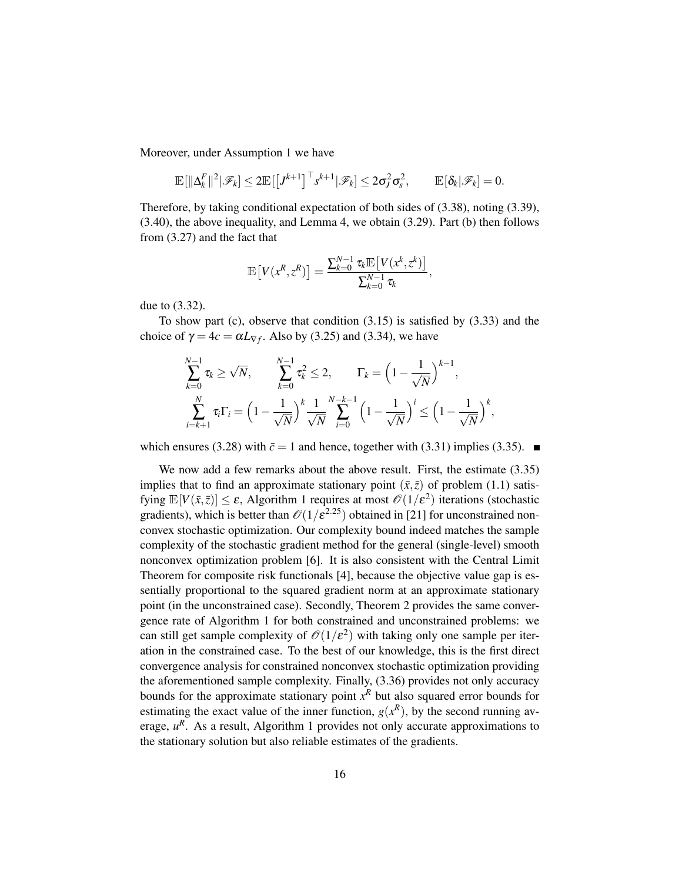Moreover, under Assumption 1 we have

$$\mathbb{E}[\|\Delta_k^F\|^2|\mathscr{F}_k] \le 2\mathbb{E}[\left[J^{k+1}\right]^\top s^{k+1}|\mathscr{F}_k] \le 2\sigma_J^2\sigma_s^2, \qquad \mathbb{E}[\delta_k|\mathscr{F}_k] = 0.$$

Therefore, by taking conditional expectation of both sides of (3.38), noting (3.39), (3.40), the above inequality, and Lemma 4, we obtain (3.29). Part (b) then follows from (3.27) and the fact that

$$\mathbb{E}\left[V(x^R, z^R)\right] = \frac{\sum_{k=0}^{N-1} \tau_k \mathbb{E}\left[V(x^k, z^k)\right]}{\sum_{k=0}^{N-1} \tau_k},$$

due to (3.32).

To show part (c), observe that condition (3.15) is satisfied by (3.33) and the choice of $\gamma = 4c = \alpha L_{\nabla f}$. Also by (3.25) and (3.34), we have

$$\sum_{k=0}^{N-1} \tau_k \ge \sqrt{N}, \qquad \sum_{k=0}^{N-1} \tau_k^2 \le 2, \qquad \Gamma_k = \left(1 - \frac{1}{\sqrt{N}}\right)^{k-1},$$
$$\sum_{i=k+1}^{N} \tau_i \Gamma_i = \left(1 - \frac{1}{\sqrt{N}}\right)^k \frac{1}{\sqrt{N}} \sum_{i=0}^{N-k-1} \left(1 - \frac{1}{\sqrt{N}}\right)^i \le \left(1 - \frac{1}{\sqrt{N}}\right)^k,$$

which ensures (3.28) with $\bar{c} = 1$ and hence, together with (3.31) implies (3.35). ∎

We now add a few remarks about the above result. First, the estimate (3.35) implies that to find an approximate stationary point $(\bar{x}, \bar{z})$ of problem (1.1) satisfying $\mathbb{E}[V(\bar{x}, \bar{z})] \le \varepsilon$, Algorithm 1 requires at most $\mathscr{O}(1/\varepsilon^2)$ iterations (stochastic gradients), which is better than $\mathscr{O}(1/\varepsilon^{2.25})$ obtained in [21] for unconstrained nonconvex stochastic optimization. Our complexity bound indeed matches the sample complexity of the stochastic gradient method for the general (single-level) smooth nonconvex optimization problem [6]. It is also consistent with the Central Limit Theorem for composite risk functionals [4], because the objective value gap is essentially proportional to the squared gradient norm at an approximate stationary point (in the unconstrained case). Secondly, Theorem 2 provides the same convergence rate of Algorithm 1 for both constrained and unconstrained problems: we can still get sample complexity of $\mathscr{O}(1/\varepsilon^2)$ with taking only one sample per iteration in the constrained case. To the best of our knowledge, this is the first direct convergence analysis for constrained nonconvex stochastic optimization providing the aforementioned sample complexity. Finally, (3.36) provides not only accuracy bounds for the approximate stationary point $x^R$ but also squared error bounds for estimating the exact value of the inner function, $g(x^R)$, by the second running average, $u^R$. As a result, Algorithm 1 provides not only accurate approximations to the stationary solution but also reliable estimates of the gradients.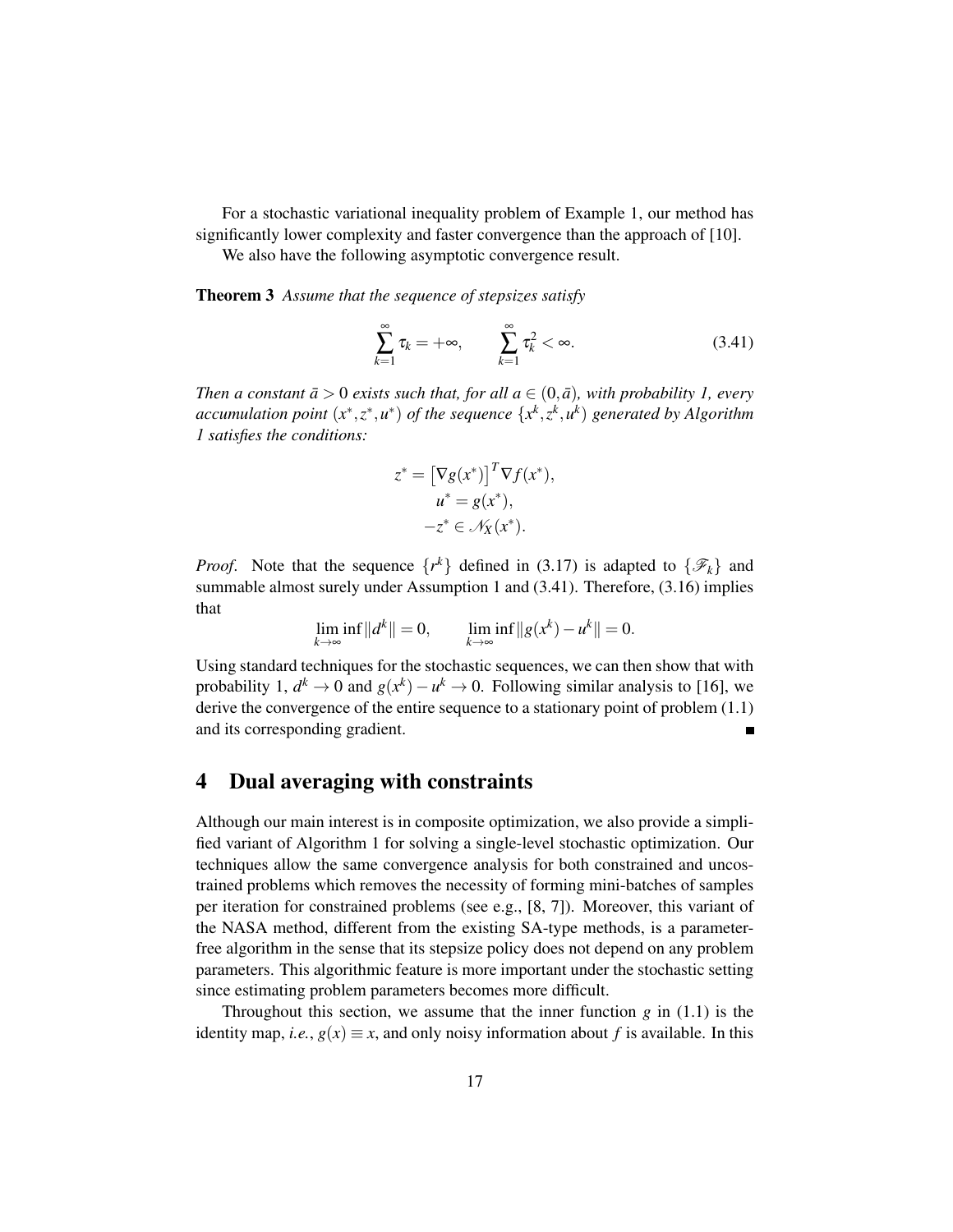For a stochastic variational inequality problem of Example 1, our method has significantly lower complexity and faster convergence than the approach of [10].

We also have the following asymptotic convergence result.

**Theorem 3** *Assume that the sequence of stepsizes satisfy*

$$\sum_{k=1}^{\infty} \tau_k = +\infty, \qquad \sum_{k=1}^{\infty} \tau_k^2 < \infty. \tag{3.41}$$

*Then a constant $\bar{a} > 0$ exists such that, for all $a \in (0, \bar{a})$, with probability 1, every accumulation point $(x^*, z^*, u^*)$ of the sequence $\{x^k, z^k, u^k\}$ generated by Algorithm 1 satisfies the conditions:*

$$z^* = \left[\nabla g(x^*)\right]^T \nabla f(x^*),$$
$$u^* = g(x^*),$$
$$-z^* \in \mathcal{N}_X(x^*).$$

*Proof.* Note that the sequence $\{r^k\}$ defined in (3.17) is adapted to $\{\mathscr{F}_k\}$ and summable almost surely under Assumption 1 and (3.41). Therefore, (3.16) implies that

$$\liminf_{k\to\infty} \|d^k\| = 0, \qquad \liminf_{k\to\infty} \|g(x^k) - u^k\| = 0.$$

Using standard techniques for the stochastic sequences, we can then show that with probability 1, $d^k \to 0$ and $g(x^k) - u^k \to 0$. Following similar analysis to [16], we derive the convergence of the entire sequence to a stationary point of problem (1.1) and its corresponding gradient. ∎

## 4 Dual averaging with constraints

Although our main interest is in composite optimization, we also provide a simplified variant of Algorithm 1 for solving a single-level stochastic optimization. Our techniques allow the same convergence analysis for both constrained and uncostrained problems which removes the necessity of forming mini-batches of samples per iteration for constrained problems (see e.g., [8, 7]). Moreover, this variant of the NASA method, different from the existing SA-type methods, is a parameter-free algorithm in the sense that its stepsize policy does not depend on any problem parameters. This algorithmic feature is more important under the stochastic setting since estimating problem parameters becomes more difficult.

Throughout this section, we assume that the inner function $g$ in (1.1) is the identity map, *i.e.*, $g(x) \equiv x$, and only noisy information about $f$ is available. In this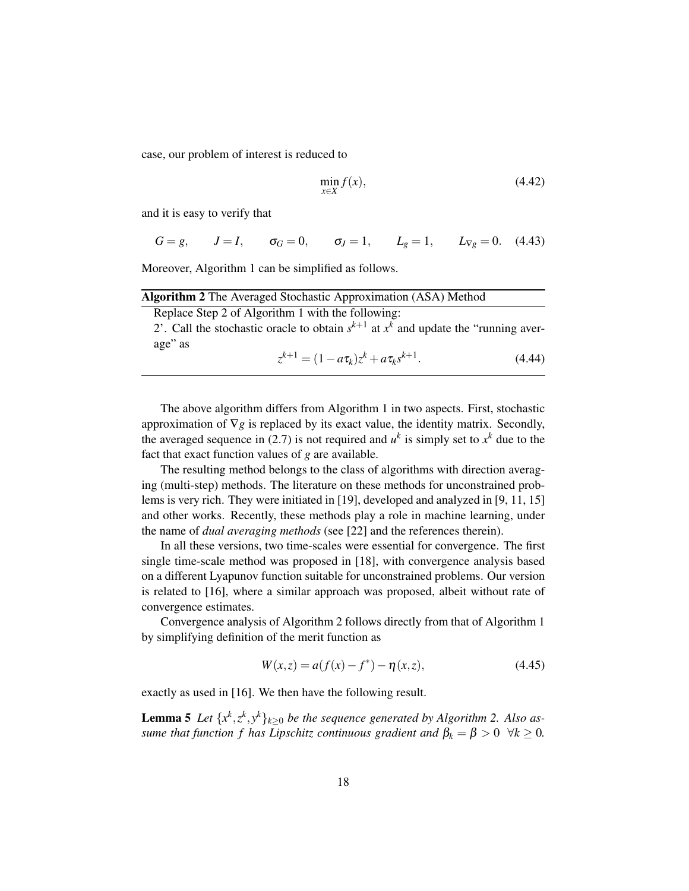case, our problem of interest is reduced to

$$\min_{x \in X} f(x), \tag{4.42}$$

and it is easy to verify that

$$G = g, \qquad J = I, \qquad \sigma_G = 0, \qquad \sigma_J = 1, \qquad L_g = 1, \qquad L_{\nabla g} = 0. \tag{4.43}$$

Moreover, Algorithm 1 can be simplified as follows.

---

**Algorithm 2** The Averaged Stochastic Approximation (ASA) Method

---

Replace Step 2 of Algorithm 1 with the following:

2'. Call the stochastic oracle to obtain $s^{k+1}$ at $x^k$ and update the "running average" as

$$z^{k+1} = (1 - a\tau_k)z^k + a\tau_k s^{k+1}. \tag{4.44}$$

---

The above algorithm differs from Algorithm 1 in two aspects. First, stochastic approximation of $\nabla g$ is replaced by its exact value, the identity matrix. Secondly, the averaged sequence in (2.7) is not required and $u^k$ is simply set to $x^k$ due to the fact that exact function values of $g$ are available.

The resulting method belongs to the class of algorithms with direction averaging (multi-step) methods. The literature on these methods for unconstrained problems is very rich. They were initiated in [19], developed and analyzed in [9, 11, 15] and other works. Recently, these methods play a role in machine learning, under the name of *dual averaging methods* (see [22] and the references therein).

In all these versions, two time-scales were essential for convergence. The first single time-scale method was proposed in [18], with convergence analysis based on a different Lyapunov function suitable for unconstrained problems. Our version is related to [16], where a similar approach was proposed, albeit without rate of convergence estimates.

Convergence analysis of Algorithm 2 follows directly from that of Algorithm 1 by simplifying definition of the merit function as

$$W(x,z) = a(f(x) - f^*) - \eta(x,z), \tag{4.45}$$

exactly as used in [16]. We then have the following result.

**Lemma 5** *Let $\{x^k, z^k, y^k\}_{k \geq 0}$ be the sequence generated by Algorithm 2. Also assume that function $f$ has Lipschitz continuous gradient and $\beta_k = \beta > 0 \;\; \forall k \geq 0$.*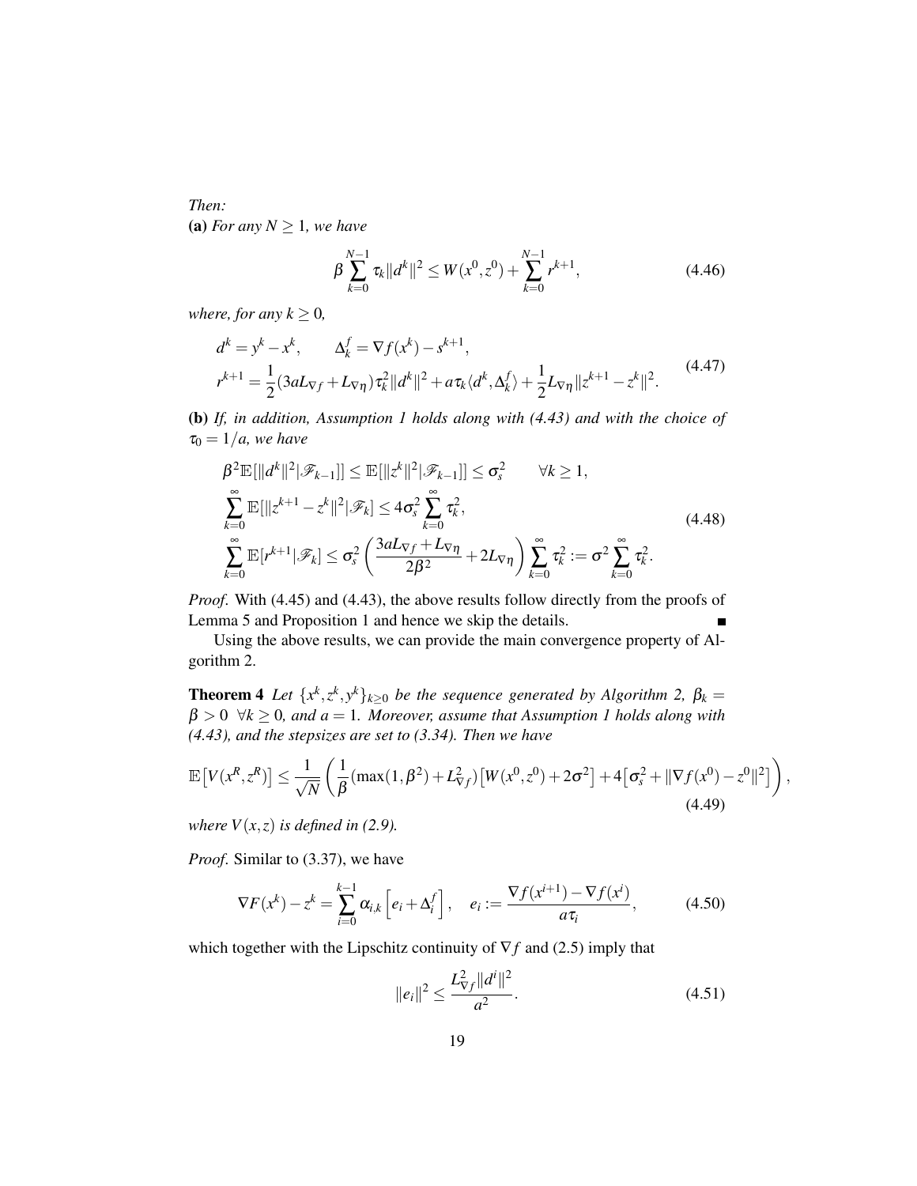*Then:*
**(a)** *For any $N \geq 1$, we have*

$$\beta \sum_{k=0}^{N-1} \tau_k \|d^k\|^2 \leq W(x^0, z^0) + \sum_{k=0}^{N-1} r^{k+1}, \tag{4.46}$$

*where, for any $k \geq 0$,*

$$\begin{aligned} d^k &= y^k - x^k, \qquad \Delta_k^f = \nabla f(x^k) - s^{k+1}, \\ r^{k+1} &= \frac{1}{2}(3aL_{\nabla f} + L_{\nabla \eta})\tau_k^2 \|d^k\|^2 + a\tau_k \langle d^k, \Delta_k^f \rangle + \frac{1}{2} L_{\nabla \eta} \|z^{k+1} - z^k\|^2. \end{aligned} \tag{4.47}$$

**(b)** *If, in addition, Assumption 1 holds along with (4.43) and with the choice of $\tau_0 = 1/a$, we have*

$$\begin{aligned} &\beta^2 \mathbb{E}[\|d^k\|^2 | \mathscr{F}_{k-1}]] \leq \mathbb{E}[\|z^k\|^2 | \mathscr{F}_{k-1}]] \leq \sigma_s^2 \qquad \forall k \geq 1, \\ &\sum_{k=0}^{\infty} \mathbb{E}[\|z^{k+1} - z^k\|^2 | \mathscr{F}_k] \leq 4\sigma_s^2 \sum_{k=0}^{\infty} \tau_k^2, \\ &\sum_{k=0}^{\infty} \mathbb{E}[r^{k+1} | \mathscr{F}_k] \leq \sigma_s^2 \left( \frac{3aL_{\nabla f} + L_{\nabla \eta}}{2\beta^2} + 2L_{\nabla \eta} \right) \sum_{k=0}^{\infty} \tau_k^2 := \sigma^2 \sum_{k=0}^{\infty} \tau_k^2. \end{aligned} \tag{4.48}$$

*Proof.* With (4.45) and (4.43), the above results follow directly from the proofs of Lemma 5 and Proposition 1 and hence we skip the details. ∎

Using the above results, we can provide the main convergence property of Algorithm 2.

**Theorem 4** *Let $\{x^k, z^k, y^k\}_{k \geq 0}$ be the sequence generated by Algorithm 2, $\beta_k = \beta > 0 \ \ \forall k \geq 0$, and $a = 1$. Moreover, assume that Assumption 1 holds along with (4.43), and the stepsizes are set to (3.34). Then we have*

$$\mathbb{E}\left[V(x^R, z^R)\right] \leq \frac{1}{\sqrt{N}} \left( \frac{1}{\beta} (\max(1, \beta^2) + L_{\nabla f}^2) \left[W(x^0, z^0) + 2\sigma^2\right] + 4\left[\sigma_s^2 + \|\nabla f(x^0) - z^0\|^2\right] \right), \tag{4.49}$$

*where $V(x,z)$ is defined in (2.9).*

*Proof.* Similar to (3.37), we have

$$\nabla F(x^k) - z^k = \sum_{i=0}^{k-1} \alpha_{i,k} \left[ e_i + \Delta_i^f \right], \quad e_i := \frac{\nabla f(x^{i+1}) - \nabla f(x^i)}{a\tau_i}, \tag{4.50}$$

which together with the Lipschitz continuity of $\nabla f$ and (2.5) imply that

$$\|e_i\|^2 \leq \frac{L_{\nabla f}^2 \|d^i\|^2}{a^2}. \tag{4.51}$$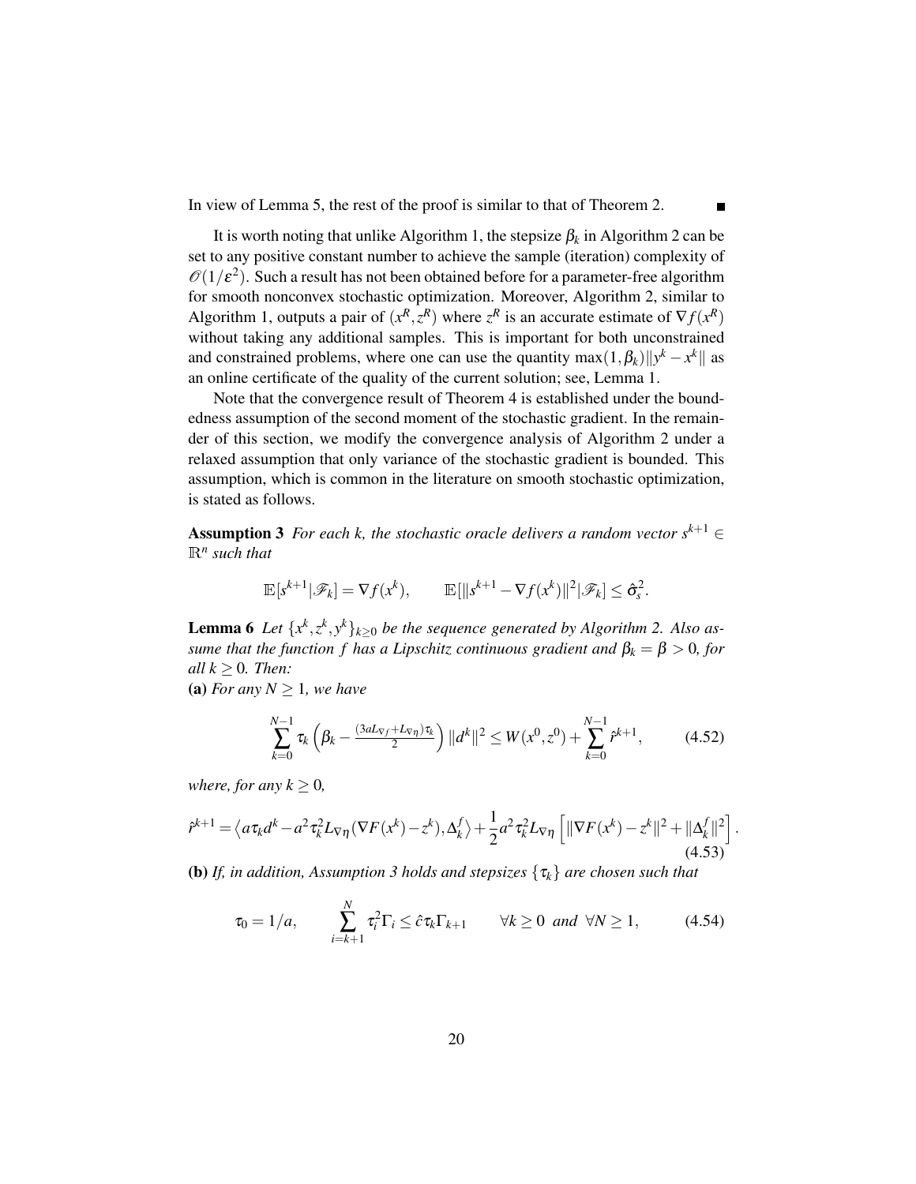In view of Lemma 5, the rest of the proof is similar to that of Theorem 2. ∎

It is worth noting that unlike Algorithm 1, the stepsize $\beta_k$ in Algorithm 2 can be set to any positive constant number to achieve the sample (iteration) complexity of $\mathcal{O}(1/\varepsilon^2)$. Such a result has not been obtained before for a parameter-free algorithm for smooth nonconvex stochastic optimization. Moreover, Algorithm 2, similar to Algorithm 1, outputs a pair of $(x^R, z^R)$ where $z^R$ is an accurate estimate of $\nabla f(x^R)$ without taking any additional samples. This is important for both unconstrained and constrained problems, where one can use the quantity $\max(1, \beta_k)\|y^k - x^k\|$ as an online certificate of the quality of the current solution; see, Lemma 1.

Note that the convergence result of Theorem 4 is established under the boundedness assumption of the second moment of the stochastic gradient. In the remainder of this section, we modify the convergence analysis of Algorithm 2 under a relaxed assumption that only variance of the stochastic gradient is bounded. This assumption, which is common in the literature on smooth stochastic optimization, is stated as follows.

**Assumption 3** *For each k, the stochastic oracle delivers a random vector $s^{k+1} \in \mathbb{R}^n$ such that*

$$\mathbb{E}[s^{k+1}|\mathscr{F}_k] = \nabla f(x^k), \qquad \mathbb{E}[\|s^{k+1} - \nabla f(x^k)\|^2|\mathscr{F}_k] \leq \hat{\sigma}_s^2.$$

**Lemma 6** *Let $\{x^k, z^k, y^k\}_{k\geq 0}$ be the sequence generated by Algorithm 2. Also assume that the function f has a Lipschitz continuous gradient and $\beta_k = \beta > 0$, for all $k \geq 0$. Then:*

**(a)** *For any $N \geq 1$, we have*

$$\sum_{k=0}^{N-1} \tau_k \left(\beta_k - \tfrac{(3aL_{\nabla f} + L_{\nabla\eta})\tau_k}{2}\right) \|d^k\|^2 \leq W(x^0, z^0) + \sum_{k=0}^{N-1} \hat{r}^{k+1}, \tag{4.52}$$

*where, for any $k \geq 0$,*

$$\hat{r}^{k+1} = \left\langle a\tau_k d^k - a^2\tau_k^2 L_{\nabla\eta}(\nabla F(x^k) - z^k), \Delta_k^f \right\rangle + \frac{1}{2}a^2\tau_k^2 L_{\nabla\eta}\left[\|\nabla F(x^k) - z^k\|^2 + \|\Delta_k^f\|^2\right]. \tag{4.53}$$

**(b)** *If, in addition, Assumption 3 holds and stepsizes $\{\tau_k\}$ are chosen such that*

$$\tau_0 = 1/a, \qquad \sum_{i=k+1}^{N} \tau_i^2 \Gamma_i \leq \hat{c}\tau_k \Gamma_{k+1} \qquad \forall k \geq 0 \;\; \textit{and} \;\; \forall N \geq 1, \tag{4.54}$$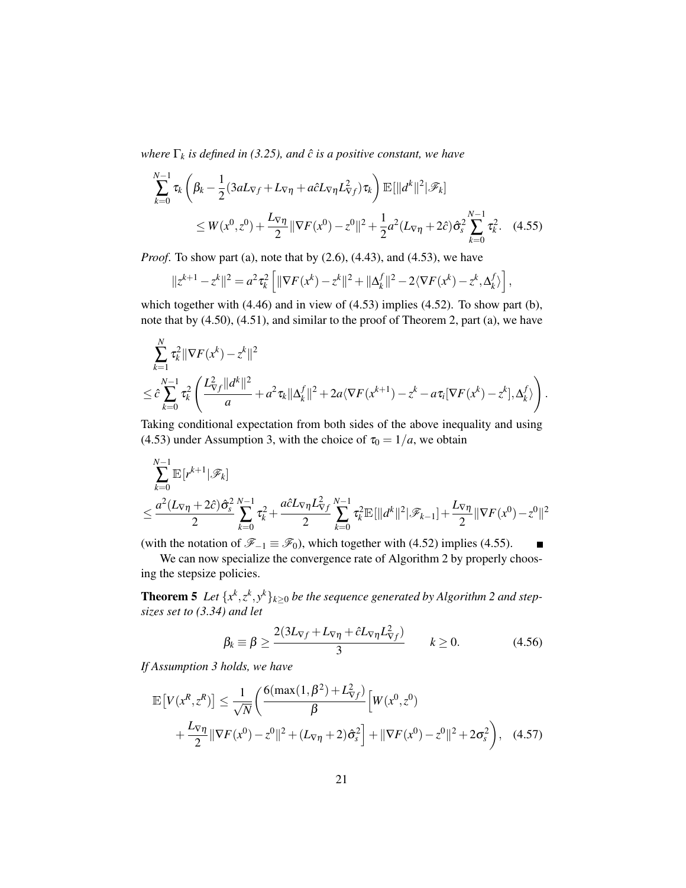*where $\Gamma_k$ is defined in (3.25), and $\hat{c}$ is a positive constant, we have*

$$\sum_{k=0}^{N-1} \tau_k \left( \beta_k - \frac{1}{2}(3aL_{\nabla f} + L_{\nabla \eta} + a\hat{c}L_{\nabla \eta}L_{\nabla f}^2)\tau_k \right) \mathbb{E}[\|d^k\|^2|\mathscr{F}_k]$$
$$\leq W(x^0,z^0) + \frac{L_{\nabla \eta}}{2}\|\nabla F(x^0) - z^0\|^2 + \frac{1}{2}a^2(L_{\nabla \eta} + 2\hat{c})\hat{\sigma}_s^2 \sum_{k=0}^{N-1} \tau_k^2. \quad (4.55)$$

*Proof.* To show part (a), note that by (2.6), (4.43), and (4.53), we have

$$\|z^{k+1} - z^k\|^2 = a^2\tau_k^2 \left[ \|\nabla F(x^k) - z^k\|^2 + \|\Delta_k^f\|^2 - 2\langle \nabla F(x^k) - z^k, \Delta_k^f \rangle \right],$$

which together with (4.46) and in view of (4.53) implies (4.52). To show part (b), note that by (4.50), (4.51), and similar to the proof of Theorem 2, part (a), we have

$$\sum_{k=1}^{N} \tau_k^2 \|\nabla F(x^k) - z^k\|^2$$
$$\leq \hat{c}\sum_{k=0}^{N-1} \tau_k^2 \left( \frac{L_{\nabla f}^2 \|d^k\|^2}{a} + a^2\tau_k\|\Delta_k^f\|^2 + 2a\langle \nabla F(x^{k+1}) - z^k - a\tau_i[\nabla F(x^k) - z^k], \Delta_k^f \rangle \right).$$

Taking conditional expectation from both sides of the above inequality and using (4.53) under Assumption 3, with the choice of $\tau_0 = 1/a$, we obtain

$$\sum_{k=0}^{N-1} \mathbb{E}[r^{k+1}|\mathscr{F}_k]$$
$$\leq \frac{a^2(L_{\nabla \eta} + 2\hat{c})\hat{\sigma}_s^2}{2} \sum_{k=0}^{N-1} \tau_k^2 + \frac{a\hat{c}L_{\nabla \eta}L_{\nabla f}^2}{2} \sum_{k=0}^{N-1} \tau_k^2 \mathbb{E}[\|d^k\|^2|\mathscr{F}_{k-1}] + \frac{L_{\nabla \eta}}{2}\|\nabla F(x^0) - z^0\|^2$$

(with the notation of $\mathscr{F}_{-1} \equiv \mathscr{F}_0$), which together with (4.52) implies (4.55). ∎

We can now specialize the convergence rate of Algorithm 2 by properly choosing the stepsize policies.

**Theorem 5** *Let $\{x^k, z^k, y^k\}_{k \geq 0}$ be the sequence generated by Algorithm 2 and stepsizes set to (3.34) and let*

$$\beta_k \equiv \beta \geq \frac{2(3L_{\nabla f} + L_{\nabla \eta} + \hat{c}L_{\nabla \eta}L_{\nabla f}^2)}{3} \qquad k \geq 0. \quad (4.56)$$

*If Assumption 3 holds, we have*

$$\mathbb{E}\left[V(x^R, z^R)\right] \leq \frac{1}{\sqrt{N}} \left( \frac{6(\max(1,\beta^2) + L_{\nabla f}^2)}{\beta} \Big[ W(x^0,z^0) \right.$$
$$\left. + \frac{L_{\nabla \eta}}{2}\|\nabla F(x^0) - z^0\|^2 + (L_{\nabla \eta} + 2)\hat{\sigma}_s^2 \Big] + \|\nabla F(x^0) - z^0\|^2 + 2\sigma_s^2 \right), \quad (4.57)$$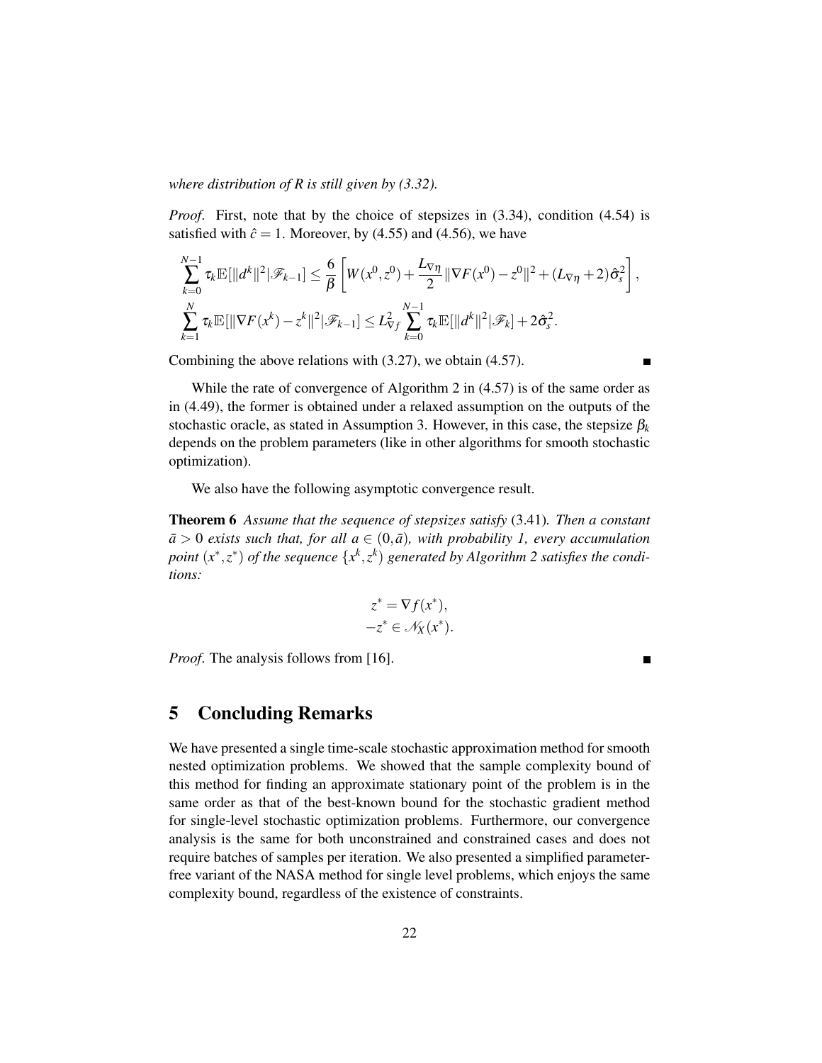*where distribution of R is still given by (3.32).*

*Proof.* First, note that by the choice of stepsizes in (3.34), condition (4.54) is satisfied with $\hat{c} = 1$. Moreover, by (4.55) and (4.56), we have

$$\sum_{k=0}^{N-1} \tau_k \mathbb{E}[\|d^k\|^2 | \mathscr{F}_{k-1}] \leq \frac{6}{\beta} \left[ W(x^0, z^0) + \frac{L_{\nabla \eta}}{2} \|\nabla F(x^0) - z^0\|^2 + (L_{\nabla \eta} + 2)\hat{\sigma}_s^2 \right],$$

$$\sum_{k=1}^{N} \tau_k \mathbb{E}[\|\nabla F(x^k) - z^k\|^2 | \mathscr{F}_{k-1}] \leq L_{\nabla f}^2 \sum_{k=0}^{N-1} \tau_k \mathbb{E}[\|d^k\|^2 | \mathscr{F}_k] + 2\hat{\sigma}_s^2.$$

Combining the above relations with (3.27), we obtain (4.57). ∎

While the rate of convergence of Algorithm 2 in (4.57) is of the same order as in (4.49), the former is obtained under a relaxed assumption on the outputs of the stochastic oracle, as stated in Assumption 3. However, in this case, the stepsize $\beta_k$ depends on the problem parameters (like in other algorithms for smooth stochastic optimization).

We also have the following asymptotic convergence result.

**Theorem 6** *Assume that the sequence of stepsizes satisfy* (3.41)*. Then a constant $\bar{a} > 0$ exists such that, for all $a \in (0, \bar{a})$, with probability 1, every accumulation point $(x^*, z^*)$ of the sequence $\{x^k, z^k\}$ generated by Algorithm 2 satisfies the conditions:*

$$z^* = \nabla f(x^*),$$
$$-z^* \in \mathscr{N}_X(x^*).$$

*Proof.* The analysis follows from [16]. ∎

# 5 Concluding Remarks

We have presented a single time-scale stochastic approximation method for smooth nested optimization problems. We showed that the sample complexity bound of this method for finding an approximate stationary point of the problem is in the same order as that of the best-known bound for the stochastic gradient method for single-level stochastic optimization problems. Furthermore, our convergence analysis is the same for both unconstrained and constrained cases and does not require batches of samples per iteration. We also presented a simplified parameter-free variant of the NASA method for single level problems, which enjoys the same complexity bound, regardless of the existence of constraints.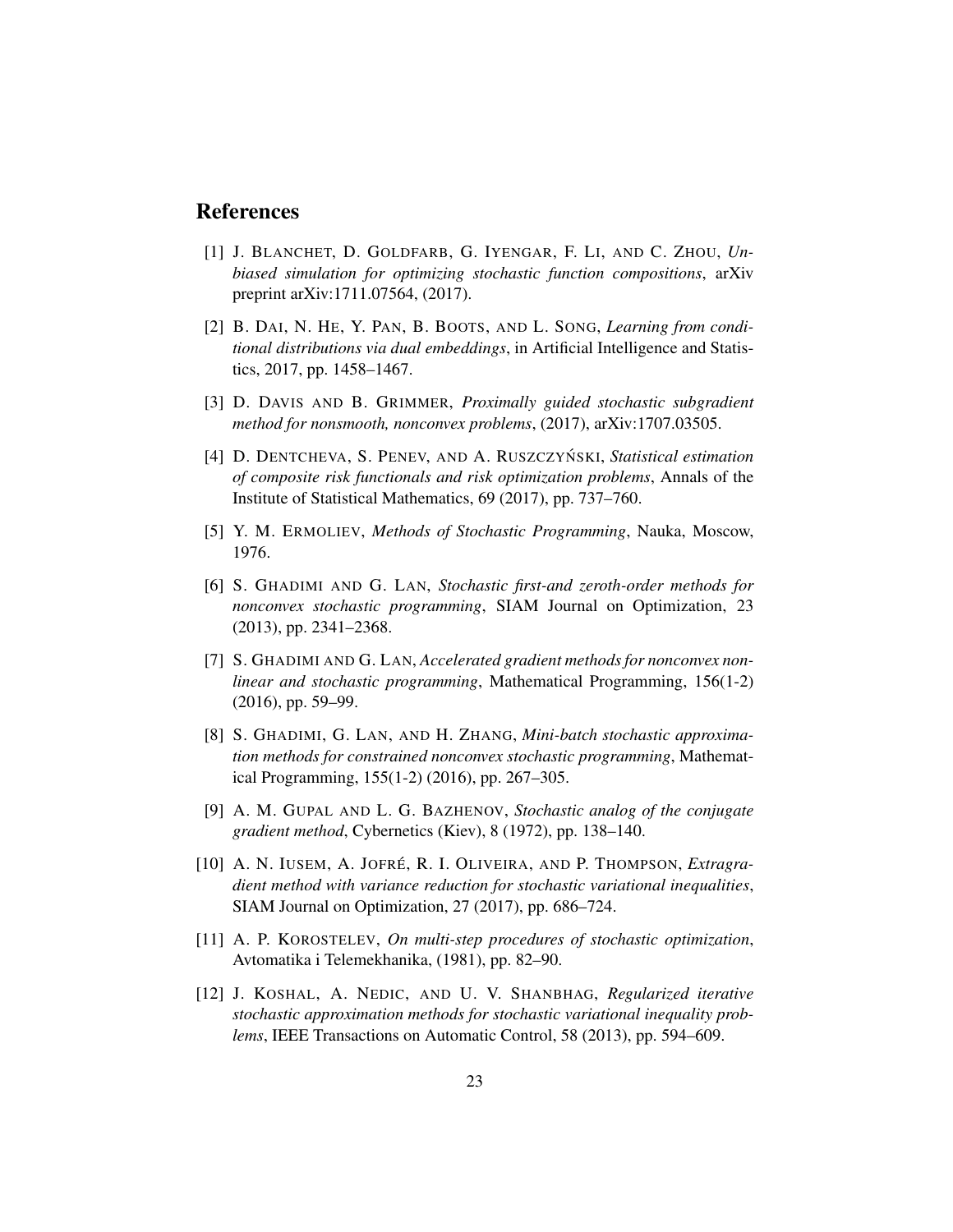## References

[1] J. Blanchet, D. Goldfarb, G. Iyengar, F. Li, and C. Zhou, *Unbiased simulation for optimizing stochastic function compositions*, arXiv preprint arXiv:1711.07564, (2017).

[2] B. Dai, N. He, Y. Pan, B. Boots, and L. Song, *Learning from conditional distributions via dual embeddings*, in Artificial Intelligence and Statistics, 2017, pp. 1458–1467.

[3] D. Davis and B. Grimmer, *Proximally guided stochastic subgradient method for nonsmooth, nonconvex problems*, (2017), arXiv:1707.03505.

[4] D. Dentcheva, S. Penev, and A. Ruszczyński, *Statistical estimation of composite risk functionals and risk optimization problems*, Annals of the Institute of Statistical Mathematics, 69 (2017), pp. 737–760.

[5] Y. M. Ermoliev, *Methods of Stochastic Programming*, Nauka, Moscow, 1976.

[6] S. Ghadimi and G. Lan, *Stochastic first-and zeroth-order methods for nonconvex stochastic programming*, SIAM Journal on Optimization, 23 (2013), pp. 2341–2368.

[7] S. Ghadimi and G. Lan, *Accelerated gradient methods for nonconvex nonlinear and stochastic programming*, Mathematical Programming, 156(1-2) (2016), pp. 59–99.

[8] S. Ghadimi, G. Lan, and H. Zhang, *Mini-batch stochastic approximation methods for constrained nonconvex stochastic programming*, Mathematical Programming, 155(1-2) (2016), pp. 267–305.

[9] A. M. Gupal and L. G. Bazhenov, *Stochastic analog of the conjugate gradient method*, Cybernetics (Kiev), 8 (1972), pp. 138–140.

[10] A. N. Iusem, A. Jofré, R. I. Oliveira, and P. Thompson, *Extragradient method with variance reduction for stochastic variational inequalities*, SIAM Journal on Optimization, 27 (2017), pp. 686–724.

[11] A. P. Korostelev, *On multi-step procedures of stochastic optimization*, Avtomatika i Telemekhanika, (1981), pp. 82–90.

[12] J. Koshal, A. Nedic, and U. V. Shanbhag, *Regularized iterative stochastic approximation methods for stochastic variational inequality problems*, IEEE Transactions on Automatic Control, 58 (2013), pp. 594–609.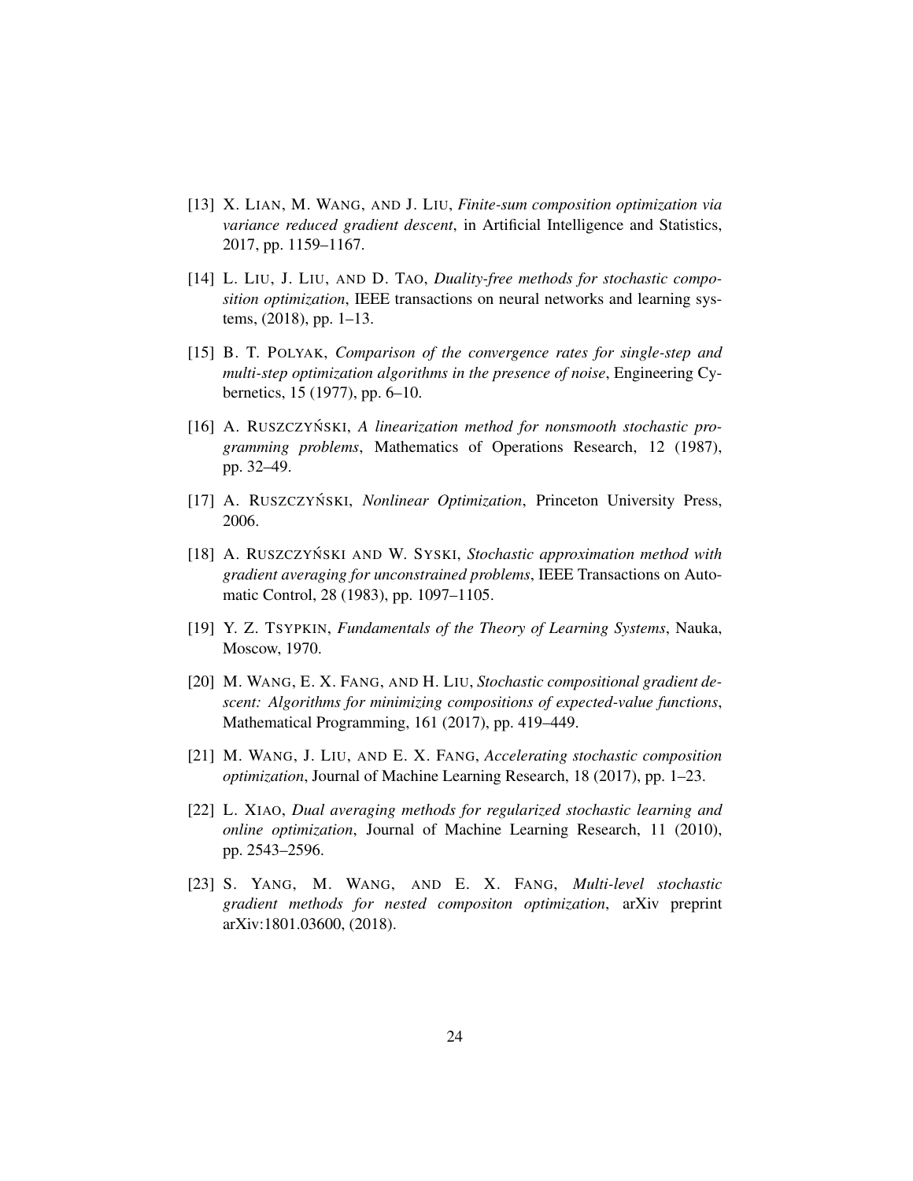[13] X. LIAN, M. WANG, AND J. LIU, *Finite-sum composition optimization via variance reduced gradient descent*, in Artificial Intelligence and Statistics, 2017, pp. 1159–1167.

[14] L. LIU, J. LIU, AND D. TAO, *Duality-free methods for stochastic composition optimization*, IEEE transactions on neural networks and learning systems, (2018), pp. 1–13.

[15] B. T. POLYAK, *Comparison of the convergence rates for single-step and multi-step optimization algorithms in the presence of noise*, Engineering Cybernetics, 15 (1977), pp. 6–10.

[16] A. RUSZCZYŃSKI, *A linearization method for nonsmooth stochastic programming problems*, Mathematics of Operations Research, 12 (1987), pp. 32–49.

[17] A. RUSZCZYŃSKI, *Nonlinear Optimization*, Princeton University Press, 2006.

[18] A. RUSZCZYŃSKI AND W. SYSKI, *Stochastic approximation method with gradient averaging for unconstrained problems*, IEEE Transactions on Automatic Control, 28 (1983), pp. 1097–1105.

[19] Y. Z. TSYPKIN, *Fundamentals of the Theory of Learning Systems*, Nauka, Moscow, 1970.

[20] M. WANG, E. X. FANG, AND H. LIU, *Stochastic compositional gradient descent: Algorithms for minimizing compositions of expected-value functions*, Mathematical Programming, 161 (2017), pp. 419–449.

[21] M. WANG, J. LIU, AND E. X. FANG, *Accelerating stochastic composition optimization*, Journal of Machine Learning Research, 18 (2017), pp. 1–23.

[22] L. XIAO, *Dual averaging methods for regularized stochastic learning and online optimization*, Journal of Machine Learning Research, 11 (2010), pp. 2543–2596.

[23] S. YANG, M. WANG, AND E. X. FANG, *Multi-level stochastic gradient methods for nested compositon optimization*, arXiv preprint arXiv:1801.03600, (2018).